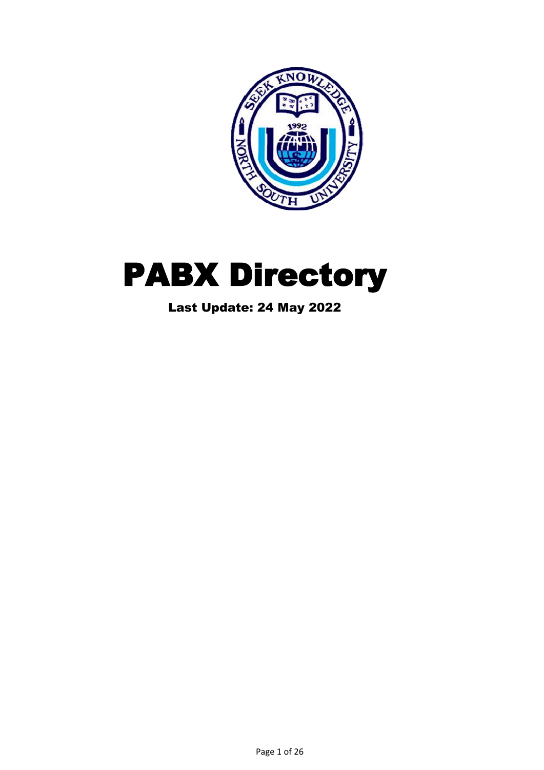# PABX Directory

**Last Update: 24 May 2022**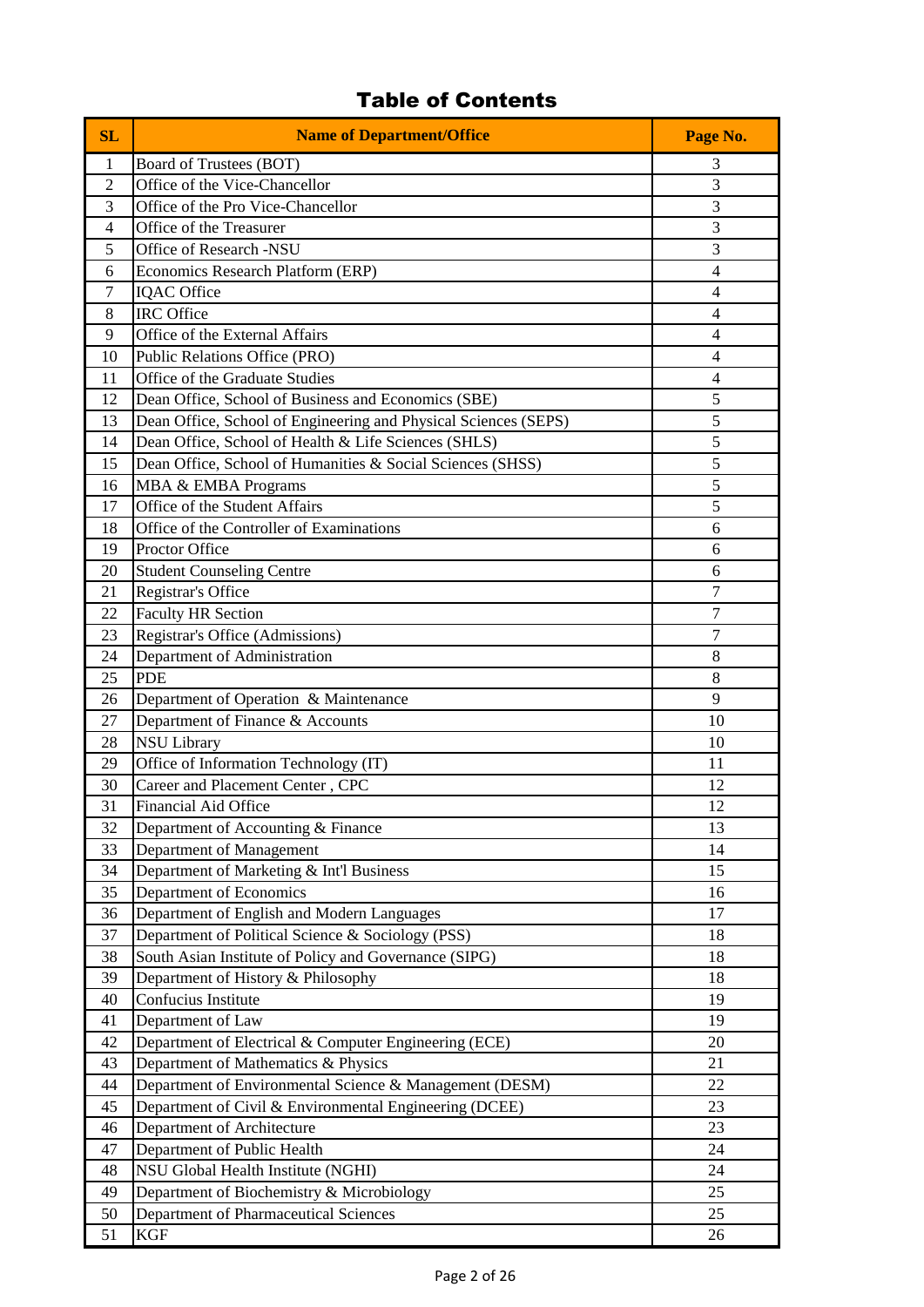# Table of Contents

| SL | Name of Department/Office | Page No. |
|---|---|---|
| 1 | Board of Trustees (BOT) | 3 |
| 2 | Office of the Vice-Chancellor | 3 |
| 3 | Office of the Pro Vice-Chancellor | 3 |
| 4 | Office of the Treasurer | 3 |
| 5 | Office of Research -NSU | 3 |
| 6 | Economics Research Platform (ERP) | 4 |
| 7 | IQAC Office | 4 |
| 8 | IRC Office | 4 |
| 9 | Office of the External Affairs | 4 |
| 10 | Public Relations Office (PRO) | 4 |
| 11 | Office of the Graduate Studies | 4 |
| 12 | Dean Office, School of Business and Economics (SBE) | 5 |
| 13 | Dean Office, School of Engineering and Physical Sciences (SEPS) | 5 |
| 14 | Dean Office, School of Health & Life Sciences (SHLS) | 5 |
| 15 | Dean Office, School of Humanities & Social Sciences (SHSS) | 5 |
| 16 | MBA & EMBA Programs | 5 |
| 17 | Office of the Student Affairs | 5 |
| 18 | Office of the Controller of Examinations | 6 |
| 19 | Proctor Office | 6 |
| 20 | Student Counseling Centre | 6 |
| 21 | Registrar's Office | 7 |
| 22 | Faculty HR Section | 7 |
| 23 | Registrar's Office (Admissions) | 7 |
| 24 | Department of Administration | 8 |
| 25 | PDE | 8 |
| 26 | Department of Operation & Maintenance | 9 |
| 27 | Department of Finance & Accounts | 10 |
| 28 | NSU Library | 10 |
| 29 | Office of Information Technology (IT) | 11 |
| 30 | Career and Placement Center , CPC | 12 |
| 31 | Financial Aid Office | 12 |
| 32 | Department of Accounting & Finance | 13 |
| 33 | Department of Management | 14 |
| 34 | Department of Marketing & Int'l Business | 15 |
| 35 | Department of Economics | 16 |
| 36 | Department of English and Modern Languages | 17 |
| 37 | Department of Political Science & Sociology (PSS) | 18 |
| 38 | South Asian Institute of Policy and Governance (SIPG) | 18 |
| 39 | Department of History & Philosophy | 18 |
| 40 | Confucius Institute | 19 |
| 41 | Department of Law | 19 |
| 42 | Department of Electrical & Computer Engineering (ECE) | 20 |
| 43 | Department of Mathematics & Physics | 21 |
| 44 | Department of Environmental Science & Management (DESM) | 22 |
| 45 | Department of Civil & Environmental Engineering (DCEE) | 23 |
| 46 | Department of Architecture | 23 |
| 47 | Department of Public Health | 24 |
| 48 | NSU Global Health Institute (NGHI) | 24 |
| 49 | Department of Biochemistry & Microbiology | 25 |
| 50 | Department of Pharmaceutical Sciences | 25 |
| 51 | KGF | 26 |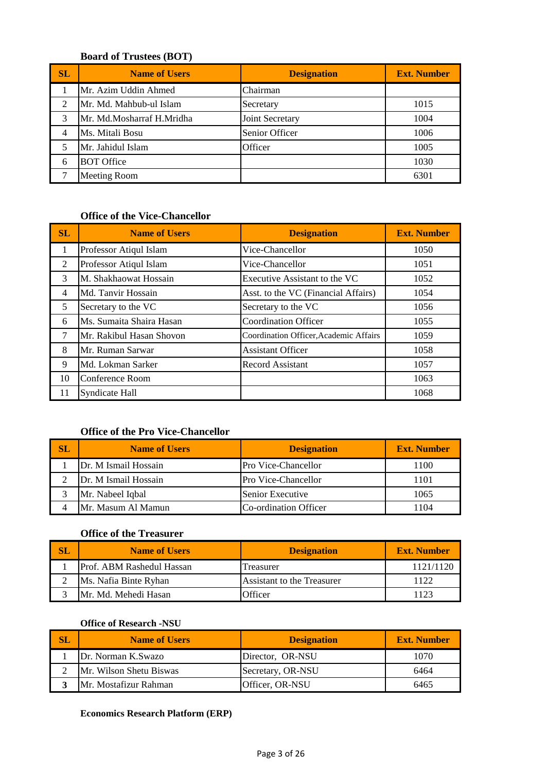**Board of Trustees (BOT)**

| SL | Name of Users | Designation | Ext. Number |
|---|---|---|---|
| 1 | Mr. Azim Uddin Ahmed | Chairman | |
| 2 | Mr. Md. Mahbub-ul Islam | Secretary | 1015 |
| 3 | Mr. Md.Mosharraf H.Mridha | Joint Secretary | 1004 |
| 4 | Ms. Mitali Bosu | Senior Officer | 1006 |
| 5 | Mr. Jahidul Islam | Officer | 1005 |
| 6 | BOT Office | | 1030 |
| 7 | Meeting Room | | 6301 |

**Office of the Vice-Chancellor**

| SL | Name of Users | Designation | Ext. Number |
|---|---|---|---|
| 1 | Professor Atiqul Islam | Vice-Chancellor | 1050 |
| 2 | Professor Atiqul Islam | Vice-Chancellor | 1051 |
| 3 | M. Shakhaowat Hossain | Executive Assistant to the VC | 1052 |
| 4 | Md. Tanvir Hossain | Asst. to the VC (Financial Affairs) | 1054 |
| 5 | Secretary to the VC | Secretary to the VC | 1056 |
| 6 | Ms. Sumaita Shaira Hasan | Coordination Officer | 1055 |
| 7 | Mr. Rakibul Hasan Shovon | Coordination Officer,Academic Affairs | 1059 |
| 8 | Mr. Ruman Sarwar | Assistant Officer | 1058 |
| 9 | Md. Lokman Sarker | Record Assistant | 1057 |
| 10 | Conference Room | | 1063 |
| 11 | Syndicate Hall | | 1068 |

**Office of the Pro Vice-Chancellor**

| SL | Name of Users | Designation | Ext. Number |
|---|---|---|---|
| 1 | Dr. M Ismail Hossain | Pro Vice-Chancellor | 1100 |
| 2 | Dr. M Ismail Hossain | Pro Vice-Chancellor | 1101 |
| 3 | Mr. Nabeel Iqbal | Senior Executive | 1065 |
| 4 | Mr. Masum Al Mamun | Co-ordination Officer | 1104 |

**Office of the Treasurer**

| SL | Name of Users | Designation | Ext. Number |
|---|---|---|---|
| 1 | Prof. ABM Rashedul Hassan | Treasurer | 1121/1120 |
| 2 | Ms. Nafia Binte Ryhan | Assistant to the Treasurer | 1122 |
| 3 | Mr. Md. Mehedi Hasan | Officer | 1123 |

**Office of Research -NSU**

| SL | Name of Users | Designation | Ext. Number |
|---|---|---|---|
| 1 | Dr. Norman K.Swazo | Director, OR-NSU | 1070 |
| 2 | Mr. Wilson Shetu Biswas | Secretary, OR-NSU | 6464 |
| **3** | Mr. Mostafizur Rahman | Officer, OR-NSU | 6465 |

**Economics Research Platform (ERP)**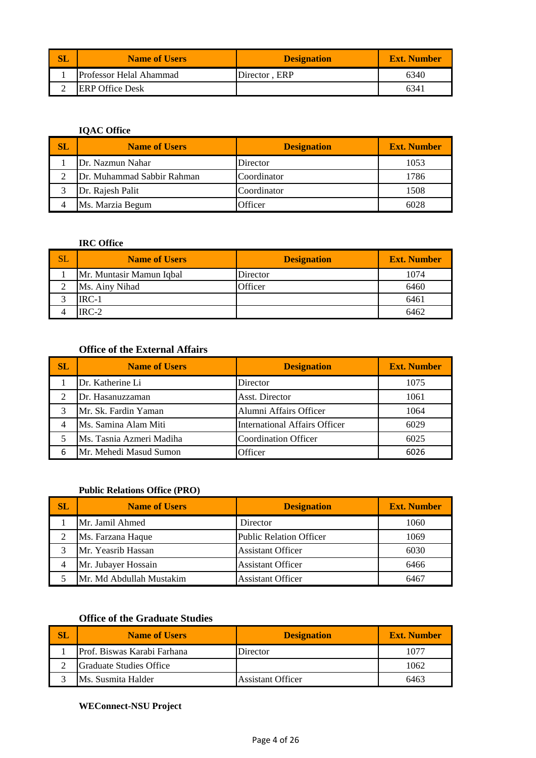| SL | Name of Users | Designation | Ext. Number |
|---|---|---|---|
| 1 | Professor Helal Ahammad | Director , ERP | 6340 |
| 2 | ERP Office Desk | | 6341 |

**IQAC Office**

| SL | Name of Users | Designation | Ext. Number |
|---|---|---|---|
| 1 | Dr. Nazmun Nahar | Director | 1053 |
| 2 | Dr. Muhammad Sabbir Rahman | Coordinator | 1786 |
| 3 | Dr. Rajesh Palit | Coordinator | 1508 |
| 4 | Ms. Marzia Begum | Officer | 6028 |

**IRC Office**

| SL | Name of Users | Designation | Ext. Number |
|---|---|---|---|
| 1 | Mr. Muntasir Mamun Iqbal | Director | 1074 |
| 2 | Ms. Ainy Nihad | Officer | 6460 |
| 3 | IRC-1 | | 6461 |
| 4 | IRC-2 | | 6462 |

**Office of the External Affairs**

| SL | Name of Users | Designation | Ext. Number |
|---|---|---|---|
| 1 | Dr. Katherine Li | Director | 1075 |
| 2 | Dr. Hasanuzzaman | Asst. Director | 1061 |
| 3 | Mr. Sk. Fardin Yaman | Alumni Affairs Officer | 1064 |
| 4 | Ms. Samina Alam Miti | International Affairs Officer | 6029 |
| 5 | Ms. Tasnia Azmeri Madiha | Coordination Officer | 6025 |
| 6 | Mr. Mehedi Masud Sumon | Officer | 6026 |

**Public Relations Office (PRO)**

| SL | Name of Users | Designation | Ext. Number |
|---|---|---|---|
| 1 | Mr. Jamil Ahmed | Director | 1060 |
| 2 | Ms. Farzana Haque | Public Relation Officer | 1069 |
| 3 | Mr. Yeasrib Hassan | Assistant Officer | 6030 |
| 4 | Mr. Jubayer Hossain | Assistant Officer | 6466 |
| 5 | Mr. Md Abdullah Mustakim | Assistant Officer | 6467 |

**Office of the Graduate Studies**

| SL | Name of Users | Designation | Ext. Number |
|---|---|---|---|
| 1 | Prof. Biswas Karabi Farhana | Director | 1077 |
| 2 | Graduate Studies Office | | 1062 |
| 3 | Ms. Susmita Halder | Assistant Officer | 6463 |

**WEConnect-NSU Project**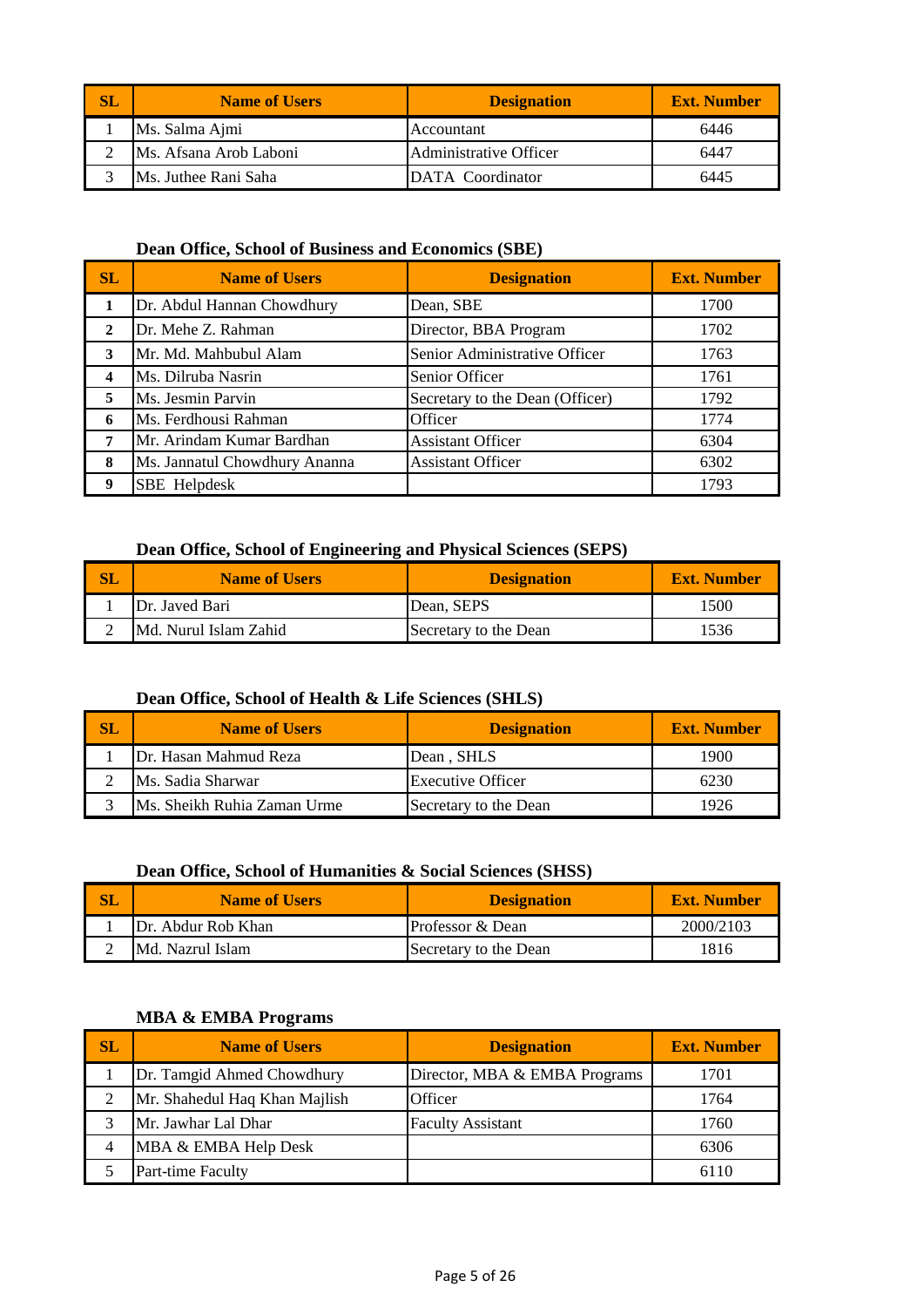| SL | Name of Users | Designation | Ext. Number |
|---|---|---|---|
| 1 | Ms. Salma Ajmi | Accountant | 6446 |
| 2 | Ms. Afsana Arob Laboni | Administrative Officer | 6447 |
| 3 | Ms. Juthee Rani Saha | DATA Coordinator | 6445 |

### Dean Office, School of Business and Economics (SBE)

| SL | Name of Users | Designation | Ext. Number |
|---|---|---|---|
| 1 | Dr. Abdul Hannan Chowdhury | Dean, SBE | 1700 |
| 2 | Dr. Mehe Z. Rahman | Director, BBA Program | 1702 |
| 3 | Mr. Md. Mahbubul Alam | Senior Administrative Officer | 1763 |
| 4 | Ms. Dilruba Nasrin | Senior Officer | 1761 |
| 5 | Ms. Jesmin Parvin | Secretary to the Dean (Officer) | 1792 |
| 6 | Ms. Ferdhousi Rahman | Officer | 1774 |
| 7 | Mr. Arindam Kumar Bardhan | Assistant Officer | 6304 |
| 8 | Ms. Jannatul Chowdhury Ananna | Assistant Officer | 6302 |
| 9 | SBE Helpdesk | | 1793 |

### Dean Office, School of Engineering and Physical Sciences (SEPS)

| SL | Name of Users | Designation | Ext. Number |
|---|---|---|---|
| 1 | Dr. Javed Bari | Dean, SEPS | 1500 |
| 2 | Md. Nurul Islam Zahid | Secretary to the Dean | 1536 |

### Dean Office, School of Health & Life Sciences (SHLS)

| SL | Name of Users | Designation | Ext. Number |
|---|---|---|---|
| 1 | Dr. Hasan Mahmud Reza | Dean , SHLS | 1900 |
| 2 | Ms. Sadia Sharwar | Executive Officer | 6230 |
| 3 | Ms. Sheikh Ruhia Zaman Urme | Secretary to the Dean | 1926 |

### Dean Office, School of Humanities & Social Sciences (SHSS)

| SL | Name of Users | Designation | Ext. Number |
|---|---|---|---|
| 1 | Dr. Abdur Rob Khan | Professor & Dean | 2000/2103 |
| 2 | Md. Nazrul Islam | Secretary to the Dean | 1816 |

### MBA & EMBA Programs

| SL | Name of Users | Designation | Ext. Number |
|---|---|---|---|
| 1 | Dr. Tamgid Ahmed Chowdhury | Director, MBA & EMBA Programs | 1701 |
| 2 | Mr. Shahedul Haq Khan Majlish | Officer | 1764 |
| 3 | Mr. Jawhar Lal Dhar | Faculty Assistant | 1760 |
| 4 | MBA & EMBA Help Desk | | 6306 |
| 5 | Part-time Faculty | | 6110 |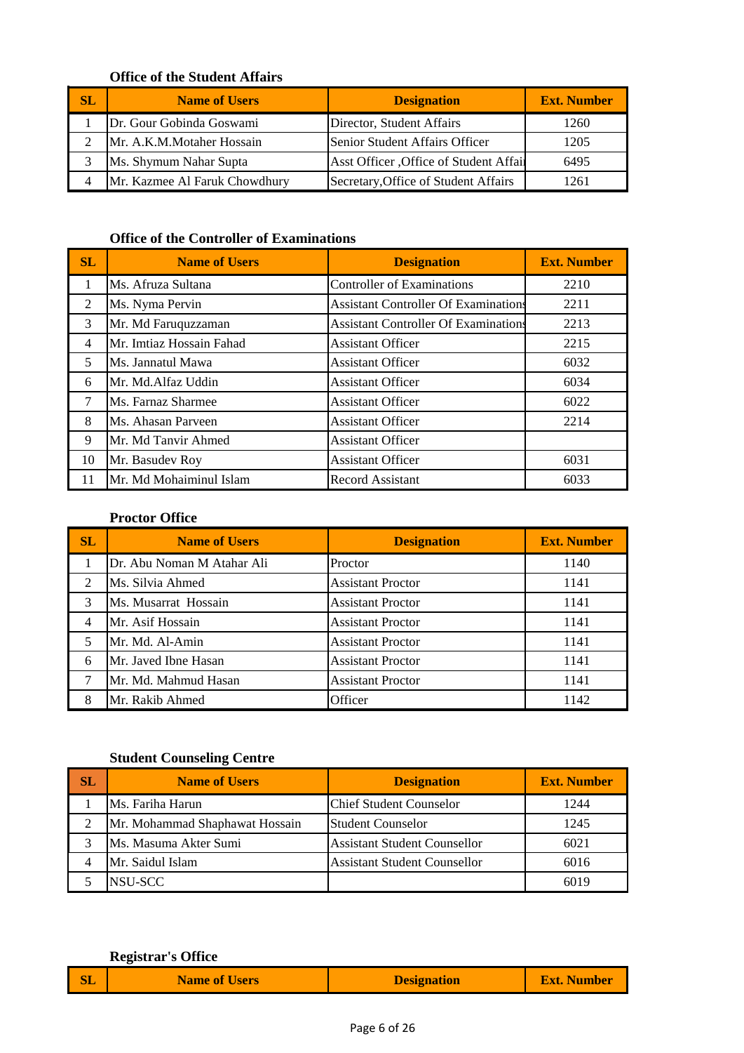### Office of the Student Affairs

| SL | Name of Users | Designation | Ext. Number |
|---|---|---|---|
| 1 | Dr. Gour Gobinda Goswami | Director, Student Affairs | 1260 |
| 2 | Mr. A.K.M.Motaher Hossain | Senior Student Affairs Officer | 1205 |
| 3 | Ms. Shymum Nahar Supta | Asst Officer ,Office of Student Affai | 6495 |
| 4 | Mr. Kazmee Al Faruk Chowdhury | Secretary,Office of Student Affairs | 1261 |

### Office of the Controller of Examinations

| SL | Name of Users | Designation | Ext. Number |
|---|---|---|---|
| 1 | Ms. Afruza Sultana | Controller of Examinations | 2210 |
| 2 | Ms. Nyma Pervin | Assistant Controller Of Examinations | 2211 |
| 3 | Mr. Md Faruquzzaman | Assistant Controller Of Examinations | 2213 |
| 4 | Mr. Imtiaz Hossain Fahad | Assistant Officer | 2215 |
| 5 | Ms. Jannatul Mawa | Assistant Officer | 6032 |
| 6 | Mr. Md.Alfaz Uddin | Assistant Officer | 6034 |
| 7 | Ms. Farnaz Sharmee | Assistant Officer | 6022 |
| 8 | Ms. Ahasan Parveen | Assistant Officer | 2214 |
| 9 | Mr. Md Tanvir Ahmed | Assistant Officer | |
| 10 | Mr. Basudev Roy | Assistant Officer | 6031 |
| 11 | Mr. Md Mohaiminul Islam | Record Assistant | 6033 |

### Proctor Office

| SL | Name of Users | Designation | Ext. Number |
|---|---|---|---|
| 1 | Dr. Abu Noman M Atahar Ali | Proctor | 1140 |
| 2 | Ms. Silvia Ahmed | Assistant Proctor | 1141 |
| 3 | Ms. Musarrat Hossain | Assistant Proctor | 1141 |
| 4 | Mr. Asif Hossain | Assistant Proctor | 1141 |
| 5 | Mr. Md. Al-Amin | Assistant Proctor | 1141 |
| 6 | Mr. Javed Ibne Hasan | Assistant Proctor | 1141 |
| 7 | Mr. Md. Mahmud Hasan | Assistant Proctor | 1141 |
| 8 | Mr. Rakib Ahmed | Officer | 1142 |

### Student Counseling Centre

| SL | Name of Users | Designation | Ext. Number |
|---|---|---|---|
| 1 | Ms. Fariha Harun | Chief Student Counselor | 1244 |
| 2 | Mr. Mohammad Shaphawat Hossain | Student Counselor | 1245 |
| 3 | Ms. Masuma Akter Sumi | Assistant Student Counsellor | 6021 |
| 4 | Mr. Saidul Islam | Assistant Student Counsellor | 6016 |
| 5 | NSU-SCC | | 6019 |

### Registrar's Office

| SL | Name of Users | Designation | Ext. Number |
|---|---|---|---|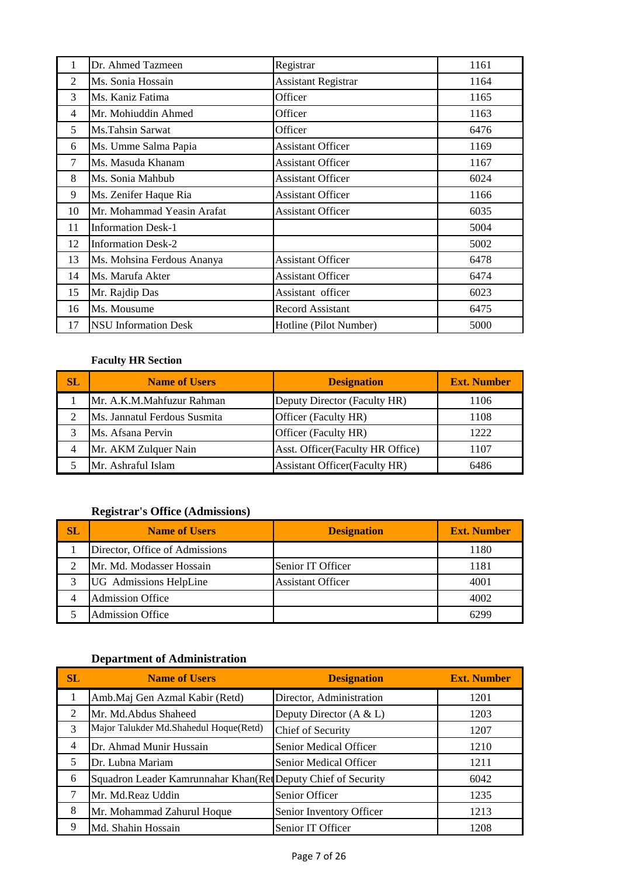| | | | |
|---|---|---|---|
| 1 | Dr. Ahmed Tazmeen | Registrar | 1161 |
| 2 | Ms. Sonia Hossain | Assistant Registrar | 1164 |
| 3 | Ms. Kaniz Fatima | Officer | 1165 |
| 4 | Mr. Mohiuddin Ahmed | Officer | 1163 |
| 5 | Ms.Tahsin Sarwat | Officer | 6476 |
| 6 | Ms. Umme Salma Papia | Assistant Officer | 1169 |
| 7 | Ms. Masuda Khanam | Assistant Officer | 1167 |
| 8 | Ms. Sonia Mahbub | Assistant Officer | 6024 |
| 9 | Ms. Zenifer Haque Ria | Assistant Officer | 1166 |
| 10 | Mr. Mohammad Yeasin Arafat | Assistant Officer | 6035 |
| 11 | Information Desk-1 | | 5004 |
| 12 | Information Desk-2 | | 5002 |
| 13 | Ms. Mohsina Ferdous Ananya | Assistant Officer | 6478 |
| 14 | Ms. Marufa Akter | Assistant Officer | 6474 |
| 15 | Mr. Rajdip Das | Assistant officer | 6023 |
| 16 | Ms. Mousume | Record Assistant | 6475 |
| 17 | NSU Information Desk | Hotline (Pilot Number) | 5000 |

**Faculty HR Section**

| SL | Name of Users | Designation | Ext. Number |
|---|---|---|---|
| 1 | Mr. A.K.M.Mahfuzur Rahman | Deputy Director (Faculty HR) | 1106 |
| 2 | Ms. Jannatul Ferdous Susmita | Officer (Faculty HR) | 1108 |
| 3 | Ms. Afsana Pervin | Officer (Faculty HR) | 1222 |
| 4 | Mr. AKM Zulquer Nain | Asst. Officer(Faculty HR Office) | 1107 |
| 5 | Mr. Ashraful Islam | Assistant Officer(Faculty HR) | 6486 |

**Registrar's Office (Admissions)**

| SL | Name of Users | Designation | Ext. Number |
|---|---|---|---|
| 1 | Director, Office of Admissions | | 1180 |
| 2 | Mr. Md. Modasser Hossain | Senior IT Officer | 1181 |
| 3 | UG Admissions HelpLine | Assistant Officer | 4001 |
| 4 | Admission Office | | 4002 |
| 5 | Admission Office | | 6299 |

**Department of Administration**

| SL | Name of Users | Designation | Ext. Number |
|---|---|---|---|
| 1 | Amb.Maj Gen Azmal Kabir (Retd) | Director, Administration | 1201 |
| 2 | Mr. Md.Abdus Shaheed | Deputy Director (A & L) | 1203 |
| 3 | Major Talukder Md.Shahedul Hoque(Retd) | Chief of Security | 1207 |
| 4 | Dr. Ahmad Munir Hussain | Senior Medical Officer | 1210 |
| 5 | Dr. Lubna Mariam | Senior Medical Officer | 1211 |
| 6 | Squadron Leader Kamrunnahar Khan(Ret | Deputy Chief of Security | 6042 |
| 7 | Mr. Md.Reaz Uddin | Senior Officer | 1235 |
| 8 | Mr. Mohammad Zahurul Hoque | Senior Inventory Officer | 1213 |
| 9 | Md. Shahin Hossain | Senior IT Officer | 1208 |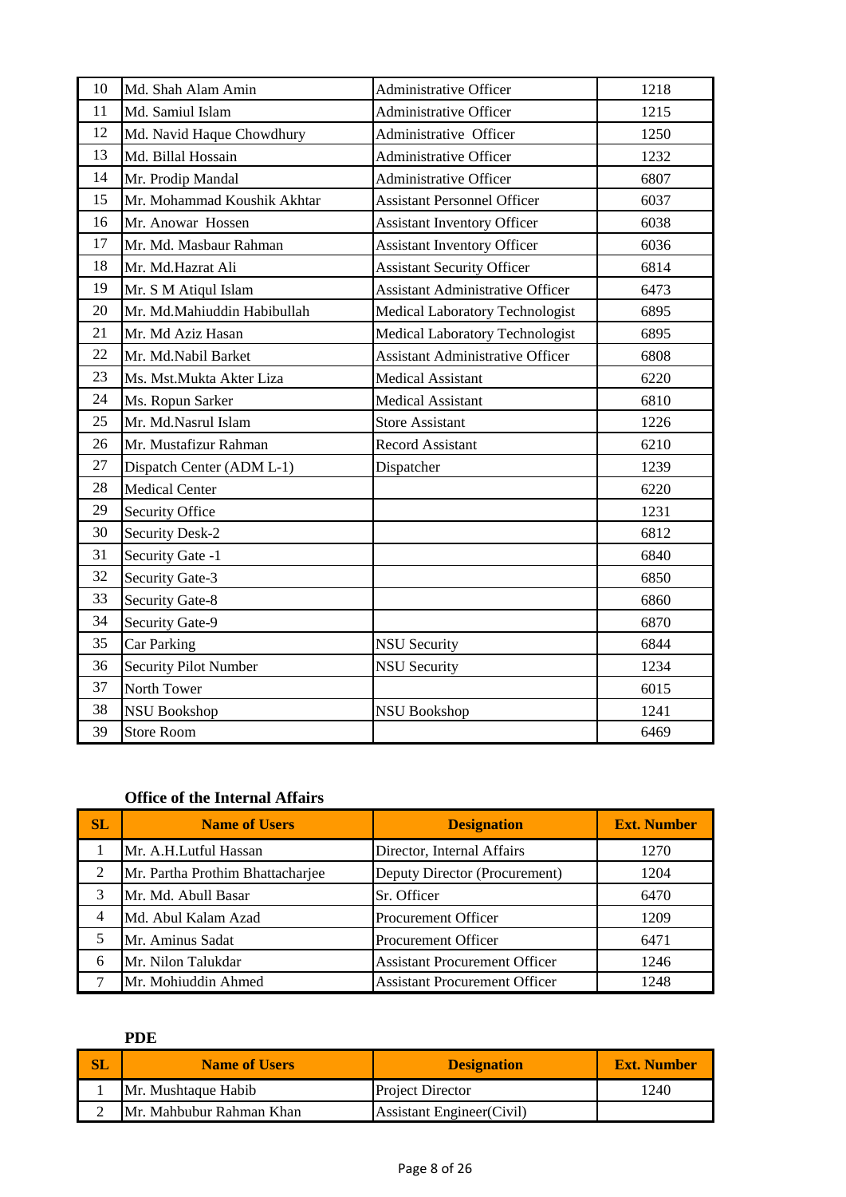| | | | |
|---|---|---|---|
| 10 | Md. Shah Alam Amin | Administrative Officer | 1218 |
| 11 | Md. Samiul Islam | Administrative Officer | 1215 |
| 12 | Md. Navid Haque Chowdhury | Administrative Officer | 1250 |
| 13 | Md. Billal Hossain | Administrative Officer | 1232 |
| 14 | Mr. Prodip Mandal | Administrative Officer | 6807 |
| 15 | Mr. Mohammad Koushik Akhtar | Assistant Personnel Officer | 6037 |
| 16 | Mr. Anowar Hossen | Assistant Inventory Officer | 6038 |
| 17 | Mr. Md. Masbaur Rahman | Assistant Inventory Officer | 6036 |
| 18 | Mr. Md.Hazrat Ali | Assistant Security Officer | 6814 |
| 19 | Mr. S M Atiqul Islam | Assistant Administrative Officer | 6473 |
| 20 | Mr. Md.Mahiuddin Habibullah | Medical Laboratory Technologist | 6895 |
| 21 | Mr. Md Aziz Hasan | Medical Laboratory Technologist | 6895 |
| 22 | Mr. Md.Nabil Barket | Assistant Administrative Officer | 6808 |
| 23 | Ms. Mst.Mukta Akter Liza | Medical Assistant | 6220 |
| 24 | Ms. Ropun Sarker | Medical Assistant | 6810 |
| 25 | Mr. Md.Nasrul Islam | Store Assistant | 1226 |
| 26 | Mr. Mustafizur Rahman | Record Assistant | 6210 |
| 27 | Dispatch Center (ADM L-1) | Dispatcher | 1239 |
| 28 | Medical Center | | 6220 |
| 29 | Security Office | | 1231 |
| 30 | Security Desk-2 | | 6812 |
| 31 | Security Gate -1 | | 6840 |
| 32 | Security Gate-3 | | 6850 |
| 33 | Security Gate-8 | | 6860 |
| 34 | Security Gate-9 | | 6870 |
| 35 | Car Parking | NSU Security | 6844 |
| 36 | Security Pilot Number | NSU Security | 1234 |
| 37 | North Tower | | 6015 |
| 38 | NSU Bookshop | NSU Bookshop | 1241 |
| 39 | Store Room | | 6469 |

**Office of the Internal Affairs**

| SL | Name of Users | Designation | Ext. Number |
|---|---|---|---|
| 1 | Mr. A.H.Lutful Hassan | Director, Internal Affairs | 1270 |
| 2 | Mr. Partha Prothim Bhattacharjee | Deputy Director (Procurement) | 1204 |
| 3 | Mr. Md. Abull Basar | Sr. Officer | 6470 |
| 4 | Md. Abul Kalam Azad | Procurement Officer | 1209 |
| 5 | Mr. Aminus Sadat | Procurement Officer | 6471 |
| 6 | Mr. Nilon Talukdar | Assistant Procurement Officer | 1246 |
| 7 | Mr. Mohiuddin Ahmed | Assistant Procurement Officer | 1248 |

**PDE**

| SL | Name of Users | Designation | Ext. Number |
|---|---|---|---|
| 1 | Mr. Mushtaque Habib | Project Director | 1240 |
| 2 | Mr. Mahbubur Rahman Khan | Assistant Engineer(Civil) | |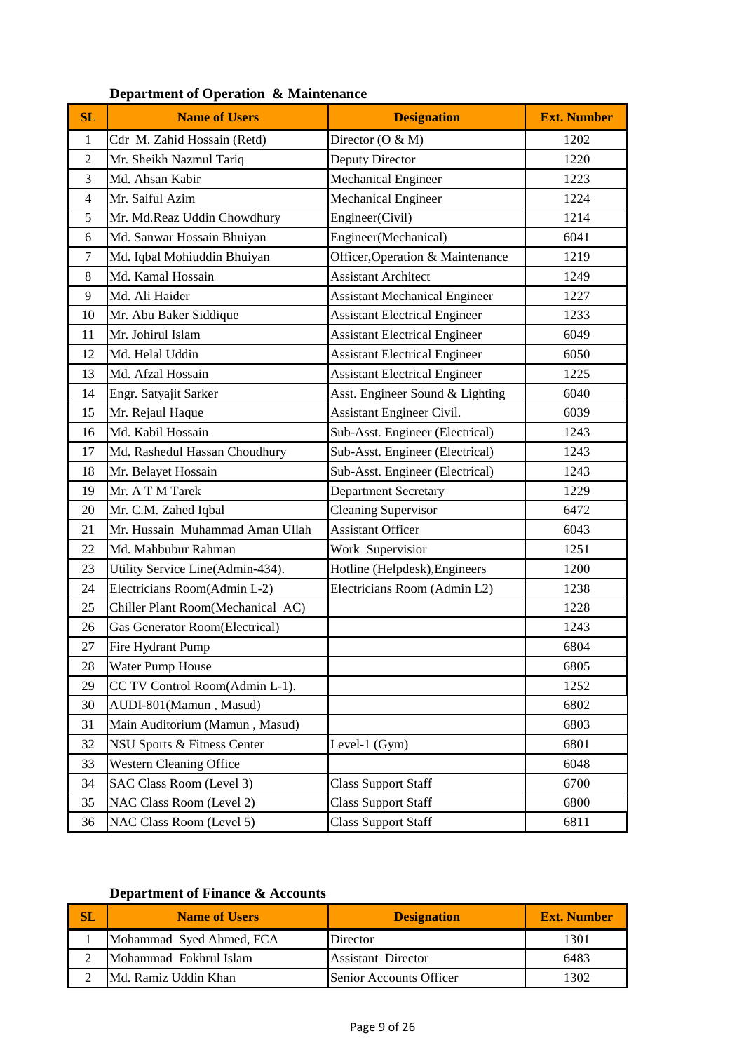### Department of Operation & Maintenance

| SL | Name of Users | Designation | Ext. Number |
|---|---|---|---|
| 1 | Cdr M. Zahid Hossain (Retd) | Director (O & M) | 1202 |
| 2 | Mr. Sheikh Nazmul Tariq | Deputy Director | 1220 |
| 3 | Md. Ahsan Kabir | Mechanical Engineer | 1223 |
| 4 | Mr. Saiful Azim | Mechanical Engineer | 1224 |
| 5 | Mr. Md.Reaz Uddin Chowdhury | Engineer(Civil) | 1214 |
| 6 | Md. Sanwar Hossain Bhuiyan | Engineer(Mechanical) | 6041 |
| 7 | Md. Iqbal Mohiuddin Bhuiyan | Officer,Operation & Maintenance | 1219 |
| 8 | Md. Kamal Hossain | Assistant Architect | 1249 |
| 9 | Md. Ali Haider | Assistant Mechanical Engineer | 1227 |
| 10 | Mr. Abu Baker Siddique | Assistant Electrical Engineer | 1233 |
| 11 | Mr. Johirul Islam | Assistant Electrical Engineer | 6049 |
| 12 | Md. Helal Uddin | Assistant Electrical Engineer | 6050 |
| 13 | Md. Afzal Hossain | Assistant Electrical Engineer | 1225 |
| 14 | Engr. Satyajit Sarker | Asst. Engineer Sound & Lighting | 6040 |
| 15 | Mr. Rejaul Haque | Assistant Engineer Civil. | 6039 |
| 16 | Md. Kabil Hossain | Sub-Asst. Engineer (Electrical) | 1243 |
| 17 | Md. Rashedul Hassan Choudhury | Sub-Asst. Engineer (Electrical) | 1243 |
| 18 | Mr. Belayet Hossain | Sub-Asst. Engineer (Electrical) | 1243 |
| 19 | Mr. A T M Tarek | Department Secretary | 1229 |
| 20 | Mr. C.M. Zahed Iqbal | Cleaning Supervisor | 6472 |
| 21 | Mr. Hussain Muhammad Aman Ullah | Assistant Officer | 6043 |
| 22 | Md. Mahbubur Rahman | Work Supervisior | 1251 |
| 23 | Utility Service Line(Admin-434). | Hotline (Helpdesk),Engineers | 1200 |
| 24 | Electricians Room(Admin L-2) | Electricians Room (Admin L2) | 1238 |
| 25 | Chiller Plant Room(Mechanical AC) | | 1228 |
| 26 | Gas Generator Room(Electrical) | | 1243 |
| 27 | Fire Hydrant Pump | | 6804 |
| 28 | Water Pump House | | 6805 |
| 29 | CC TV Control Room(Admin L-1). | | 1252 |
| 30 | AUDI-801(Mamun , Masud) | | 6802 |
| 31 | Main Auditorium (Mamun , Masud) | | 6803 |
| 32 | NSU Sports & Fitness Center | Level-1 (Gym) | 6801 |
| 33 | Western Cleaning Office | | 6048 |
| 34 | SAC Class Room (Level 3) | Class Support Staff | 6700 |
| 35 | NAC Class Room (Level 2) | Class Support Staff | 6800 |
| 36 | NAC Class Room (Level 5) | Class Support Staff | 6811 |

### Department of Finance & Accounts

| SL | Name of Users | Designation | Ext. Number |
|---|---|---|---|
| 1 | Mohammad Syed Ahmed, FCA | Director | 1301 |
| 2 | Mohammad Fokhrul Islam | Assistant Director | 6483 |
| 2 | Md. Ramiz Uddin Khan | Senior Accounts Officer | 1302 |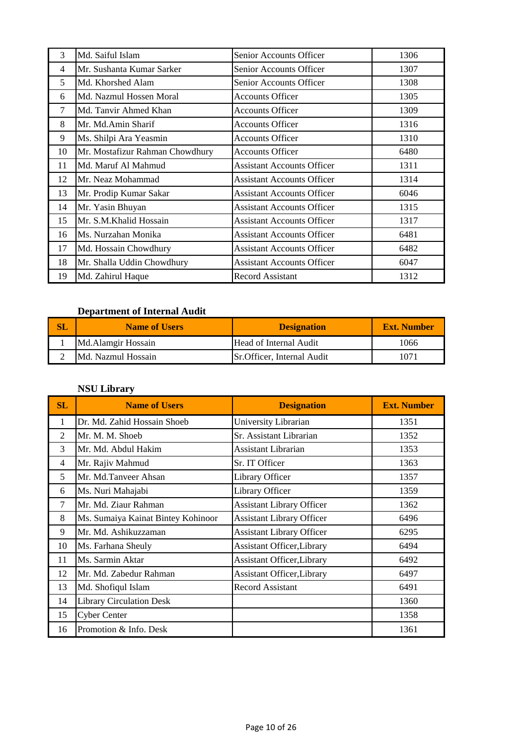| SL | Name of Users | Designation | Ext. Number |
|---|---|---|---|
| 3 | Md. Saiful Islam | Senior Accounts Officer | 1306 |
| 4 | Mr. Sushanta Kumar Sarker | Senior Accounts Officer | 1307 |
| 5 | Md. Khorshed Alam | Senior Accounts Officer | 1308 |
| 6 | Md. Nazmul Hossen Moral | Accounts Officer | 1305 |
| 7 | Md. Tanvir Ahmed Khan | Accounts Officer | 1309 |
| 8 | Mr. Md.Amin Sharif | Accounts Officer | 1316 |
| 9 | Ms. Shilpi Ara Yeasmin | Accounts Officer | 1310 |
| 10 | Mr. Mostafizur Rahman Chowdhury | Accounts Officer | 6480 |
| 11 | Md. Maruf Al Mahmud | Assistant Accounts Officer | 1311 |
| 12 | Mr. Neaz Mohammad | Assistant Accounts Officer | 1314 |
| 13 | Mr. Prodip Kumar Sakar | Assistant Accounts Officer | 6046 |
| 14 | Mr. Yasin Bhuyan | Assistant Accounts Officer | 1315 |
| 15 | Mr. S.M.Khalid Hossain | Assistant Accounts Officer | 1317 |
| 16 | Ms. Nurzahan Monika | Assistant Accounts Officer | 6481 |
| 17 | Md. Hossain Chowdhury | Assistant Accounts Officer | 6482 |
| 18 | Mr. Shalla Uddin Chowdhury | Assistant Accounts Officer | 6047 |
| 19 | Md. Zahirul Haque | Record Assistant | 1312 |

### Department of Internal Audit

| SL | Name of Users | Designation | Ext. Number |
|---|---|---|---|
| 1 | Md.Alamgir Hossain | Head of Internal Audit | 1066 |
| 2 | Md. Nazmul Hossain | Sr.Officer, Internal Audit | 1071 |

### NSU Library

| SL | Name of Users | Designation | Ext. Number |
|---|---|---|---|
| 1 | Dr. Md. Zahid Hossain Shoeb | University Librarian | 1351 |
| 2 | Mr. M. M. Shoeb | Sr. Assistant Librarian | 1352 |
| 3 | Mr. Md. Abdul Hakim | Assistant Librarian | 1353 |
| 4 | Mr. Rajiv Mahmud | Sr. IT Officer | 1363 |
| 5 | Mr. Md.Tanveer Ahsan | Library Officer | 1357 |
| 6 | Ms. Nuri Mahajabi | Library Officer | 1359 |
| 7 | Mr. Md. Ziaur Rahman | Assistant Library Officer | 1362 |
| 8 | Ms. Sumaiya Kainat Bintey Kohinoor | Assistant Library Officer | 6496 |
| 9 | Mr. Md. Ashikuzzaman | Assistant Library Officer | 6295 |
| 10 | Ms. Farhana Sheuly | Assistant Officer,Library | 6494 |
| 11 | Ms. Sarmin Aktar | Assistant Officer,Library | 6492 |
| 12 | Mr. Md. Zabedur Rahman | Assistant Officer,Library | 6497 |
| 13 | Md. Shofiqul Islam | Record Assistant | 6491 |
| 14 | Library Circulation Desk | | 1360 |
| 15 | Cyber Center | | 1358 |
| 16 | Promotion & Info. Desk | | 1361 |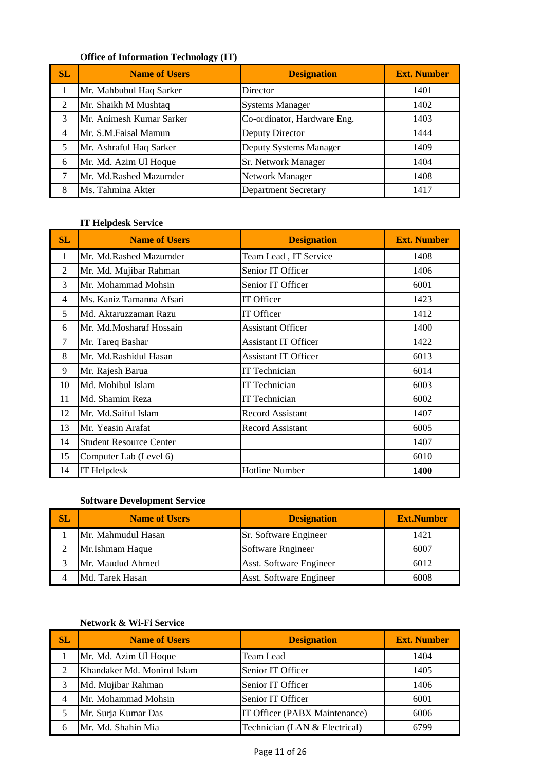**Office of Information Technology (IT)**

| SL | Name of Users | Designation | Ext. Number |
| --- | --- | --- | --- |
| 1 | Mr. Mahbubul Haq Sarker | Director | 1401 |
| 2 | Mr. Shaikh M Mushtaq | Systems Manager | 1402 |
| 3 | Mr. Animesh Kumar Sarker | Co-ordinator, Hardware Eng. | 1403 |
| 4 | Mr. S.M.Faisal Mamun | Deputy Director | 1444 |
| 5 | Mr. Ashraful Haq Sarker | Deputy Systems Manager | 1409 |
| 6 | Mr. Md. Azim Ul Hoque | Sr. Network Manager | 1404 |
| 7 | Mr. Md.Rashed Mazumder | Network Manager | 1408 |
| 8 | Ms. Tahmina Akter | Department Secretary | 1417 |

**IT Helpdesk Service**

| SL | Name of Users | Designation | Ext. Number |
| --- | --- | --- | --- |
| 1 | Mr. Md.Rashed Mazumder | Team Lead , IT Service | 1408 |
| 2 | Mr. Md. Mujibar Rahman | Senior IT Officer | 1406 |
| 3 | Mr. Mohammad Mohsin | Senior IT Officer | 6001 |
| 4 | Ms. Kaniz Tamanna Afsari | IT Officer | 1423 |
| 5 | Md. Aktaruzzaman Razu | IT Officer | 1412 |
| 6 | Mr. Md.Mosharaf Hossain | Assistant Officer | 1400 |
| 7 | Mr. Tareq Bashar | Assistant IT Officer | 1422 |
| 8 | Mr. Md.Rashidul Hasan | Assistant IT Officer | 6013 |
| 9 | Mr. Rajesh Barua | IT Technician | 6014 |
| 10 | Md. Mohibul Islam | IT Technician | 6003 |
| 11 | Md. Shamim Reza | IT Technician | 6002 |
| 12 | Mr. Md.Saiful Islam | Record Assistant | 1407 |
| 13 | Mr. Yeasin Arafat | Record Assistant | 6005 |
| 14 | Student Resource Center | | 1407 |
| 15 | Computer Lab (Level 6) | | 6010 |
| 14 | IT Helpdesk | Hotline Number | **1400** |

**Software Development Service**

| SL | Name of Users | Designation | Ext.Number |
| --- | --- | --- | --- |
| 1 | Mr. Mahmudul Hasan | Sr. Software Engineer | 1421 |
| 2 | Mr.Ishmam Haque | Software Rngineer | 6007 |
| 3 | Mr. Maudud Ahmed | Asst. Software Engineer | 6012 |
| 4 | Md. Tarek Hasan | Asst. Software Engineer | 6008 |

**Network & Wi-Fi Service**

| SL | Name of Users | Designation | Ext. Number |
| --- | --- | --- | --- |
| 1 | Mr. Md. Azim Ul Hoque | Team Lead | 1404 |
| 2 | Khandaker Md. Monirul Islam | Senior IT Officer | 1405 |
| 3 | Md. Mujibar Rahman | Senior IT Officer | 1406 |
| 4 | Mr. Mohammad Mohsin | Senior IT Officer | 6001 |
| 5 | Mr. Surja Kumar Das | IT Officer (PABX Maintenance) | 6006 |
| 6 | Mr. Md. Shahin Mia | Technician (LAN & Electrical) | 6799 |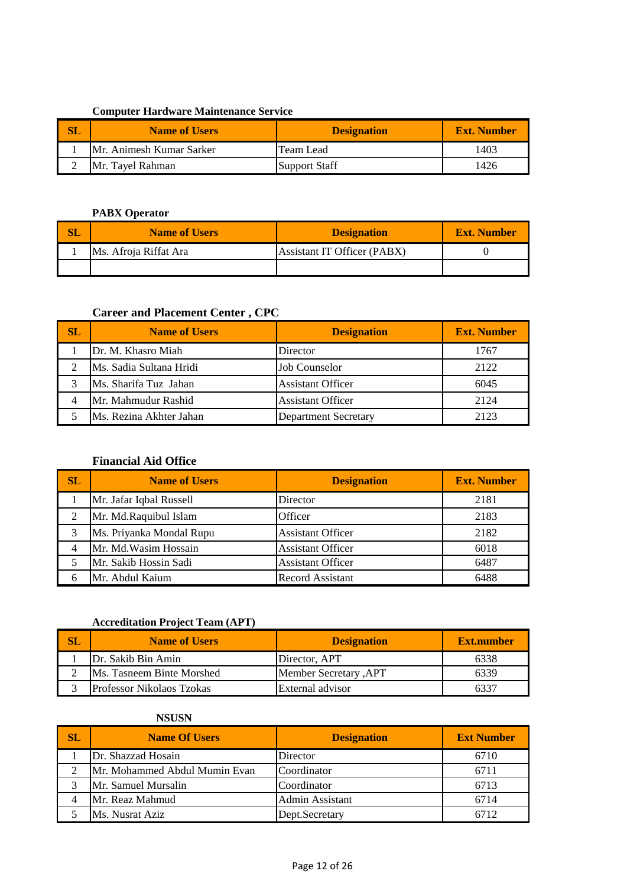**Computer Hardware Maintenance Service**

| SL | Name of Users | Designation | Ext. Number |
|---|---|---|---|
| 1 | Mr. Animesh Kumar Sarker | Team Lead | 1403 |
| 2 | Mr. Tayel Rahman | Support Staff | 1426 |

**PABX Operator**

| SL | Name of Users | Designation | Ext. Number |
|---|---|---|---|
| 1 | Ms. Afroja Riffat Ara | Assistant IT Officer (PABX) | 0 |
| | | | |

**Career and Placement Center , CPC**

| SL | Name of Users | Designation | Ext. Number |
|---|---|---|---|
| 1 | Dr. M. Khasro Miah | Director | 1767 |
| 2 | Ms. Sadia Sultana Hridi | Job Counselor | 2122 |
| 3 | Ms. Sharifa Tuz Jahan | Assistant Officer | 6045 |
| 4 | Mr. Mahmudur Rashid | Assistant Officer | 2124 |
| 5 | Ms. Rezina Akhter Jahan | Department Secretary | 2123 |

**Financial Aid Office**

| SL | Name of Users | Designation | Ext. Number |
|---|---|---|---|
| 1 | Mr. Jafar Iqbal Russell | Director | 2181 |
| 2 | Mr. Md.Raquibul Islam | Officer | 2183 |
| 3 | Ms. Priyanka Mondal Rupu | Assistant Officer | 2182 |
| 4 | Mr. Md.Wasim Hossain | Assistant Officer | 6018 |
| 5 | Mr. Sakib Hossin Sadi | Assistant Officer | 6487 |
| 6 | Mr. Abdul Kaium | Record Assistant | 6488 |

**Accreditation Project Team (APT)**

| SL | Name of Users | Designation | Ext.number |
|---|---|---|---|
| 1 | Dr. Sakib Bin Amin | Director, APT | 6338 |
| 2 | Ms. Tasneem Binte Morshed | Member Secretary ,APT | 6339 |
| 3 | Professor Nikolaos Tzokas | External advisor | 6337 |

**NSUSN**

| SL | Name Of Users | Designation | Ext Number |
|---|---|---|---|
| 1 | Dr. Shazzad Hosain | Director | 6710 |
| 2 | Mr. Mohammed Abdul Mumin Evan | Coordinator | 6711 |
| 3 | Mr. Samuel Mursalin | Coordinator | 6713 |
| 4 | Mr. Reaz Mahmud | Admin Assistant | 6714 |
| 5 | Ms. Nusrat Aziz | Dept.Secretary | 6712 |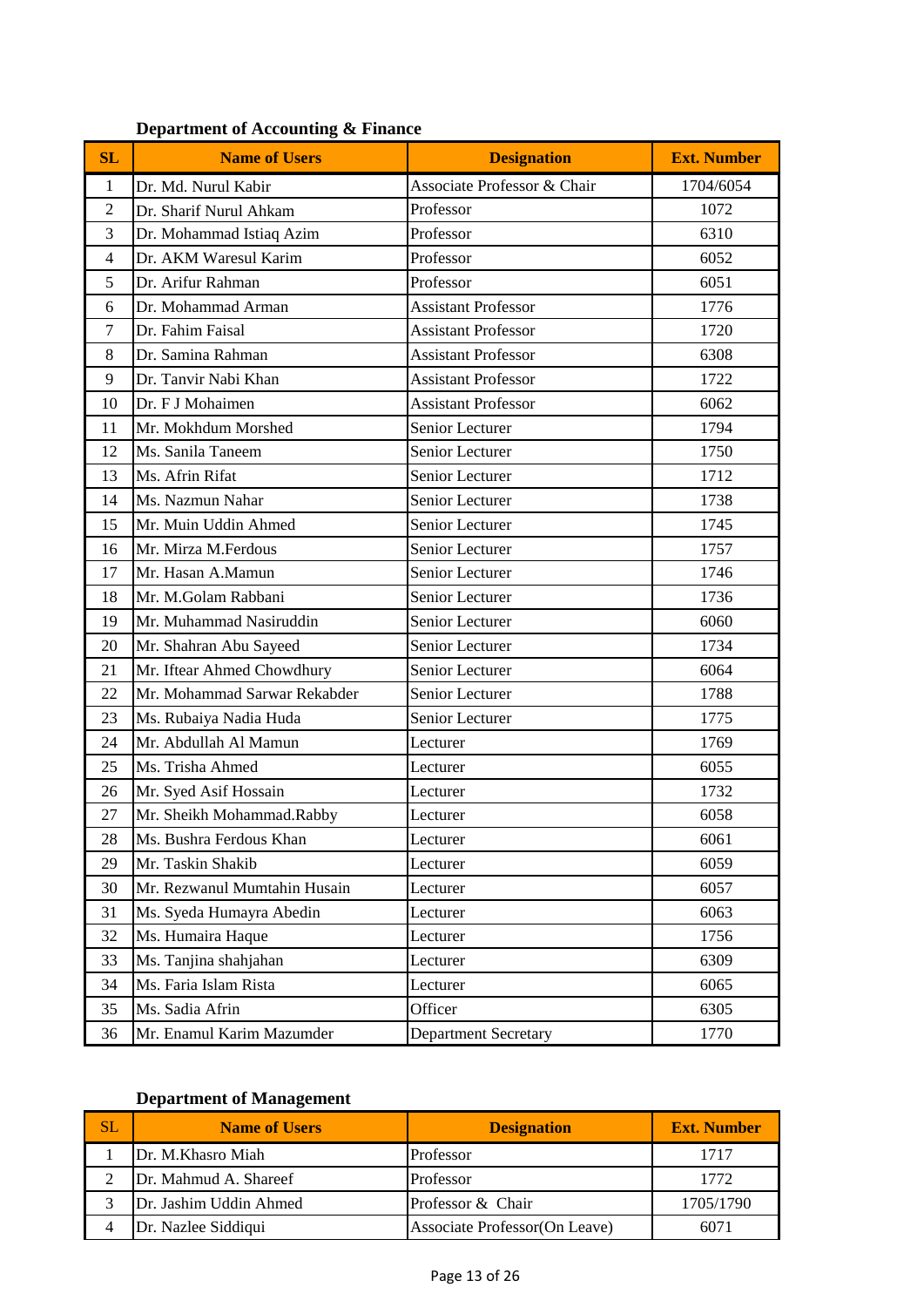**Department of Accounting & Finance**

| SL | Name of Users | Designation | Ext. Number |
|---|---|---|---|
| 1 | Dr. Md. Nurul Kabir | Associate Professor & Chair | 1704/6054 |
| 2 | Dr. Sharif Nurul Ahkam | Professor | 1072 |
| 3 | Dr. Mohammad Istiaq Azim | Professor | 6310 |
| 4 | Dr. AKM Waresul Karim | Professor | 6052 |
| 5 | Dr. Arifur Rahman | Professor | 6051 |
| 6 | Dr. Mohammad Arman | Assistant Professor | 1776 |
| 7 | Dr. Fahim Faisal | Assistant Professor | 1720 |
| 8 | Dr. Samina Rahman | Assistant Professor | 6308 |
| 9 | Dr. Tanvir Nabi Khan | Assistant Professor | 1722 |
| 10 | Dr. F J Mohaimen | Assistant Professor | 6062 |
| 11 | Mr. Mokhdum Morshed | Senior Lecturer | 1794 |
| 12 | Ms. Sanila Taneem | Senior Lecturer | 1750 |
| 13 | Ms. Afrin Rifat | Senior Lecturer | 1712 |
| 14 | Ms. Nazmun Nahar | Senior Lecturer | 1738 |
| 15 | Mr. Muin Uddin Ahmed | Senior Lecturer | 1745 |
| 16 | Mr. Mirza M.Ferdous | Senior Lecturer | 1757 |
| 17 | Mr. Hasan A.Mamun | Senior Lecturer | 1746 |
| 18 | Mr. M.Golam Rabbani | Senior Lecturer | 1736 |
| 19 | Mr. Muhammad Nasiruddin | Senior Lecturer | 6060 |
| 20 | Mr. Shahran Abu Sayeed | Senior Lecturer | 1734 |
| 21 | Mr. Iftear Ahmed Chowdhury | Senior Lecturer | 6064 |
| 22 | Mr. Mohammad Sarwar Rekabder | Senior Lecturer | 1788 |
| 23 | Ms. Rubaiya Nadia Huda | Senior Lecturer | 1775 |
| 24 | Mr. Abdullah Al Mamun | Lecturer | 1769 |
| 25 | Ms. Trisha Ahmed | Lecturer | 6055 |
| 26 | Mr. Syed Asif Hossain | Lecturer | 1732 |
| 27 | Mr. Sheikh Mohammad.Rabby | Lecturer | 6058 |
| 28 | Ms. Bushra Ferdous Khan | Lecturer | 6061 |
| 29 | Mr. Taskin Shakib | Lecturer | 6059 |
| 30 | Mr. Rezwanul Mumtahin Husain | Lecturer | 6057 |
| 31 | Ms. Syeda Humayra Abedin | Lecturer | 6063 |
| 32 | Ms. Humaira Haque | Lecturer | 1756 |
| 33 | Ms. Tanjina shahjahan | Lecturer | 6309 |
| 34 | Ms. Faria Islam Rista | Lecturer | 6065 |
| 35 | Ms. Sadia Afrin | Officer | 6305 |
| 36 | Mr. Enamul Karim Mazumder | Department Secretary | 1770 |

**Department of Management**

| SL | Name of Users | Designation | Ext. Number |
|---|---|---|---|
| 1 | Dr. M.Khasro Miah | Professor | 1717 |
| 2 | Dr. Mahmud A. Shareef | Professor | 1772 |
| 3 | Dr. Jashim Uddin Ahmed | Professor & Chair | 1705/1790 |
| 4 | Dr. Nazlee Siddiqui | Associate Professor(On Leave) | 6071 |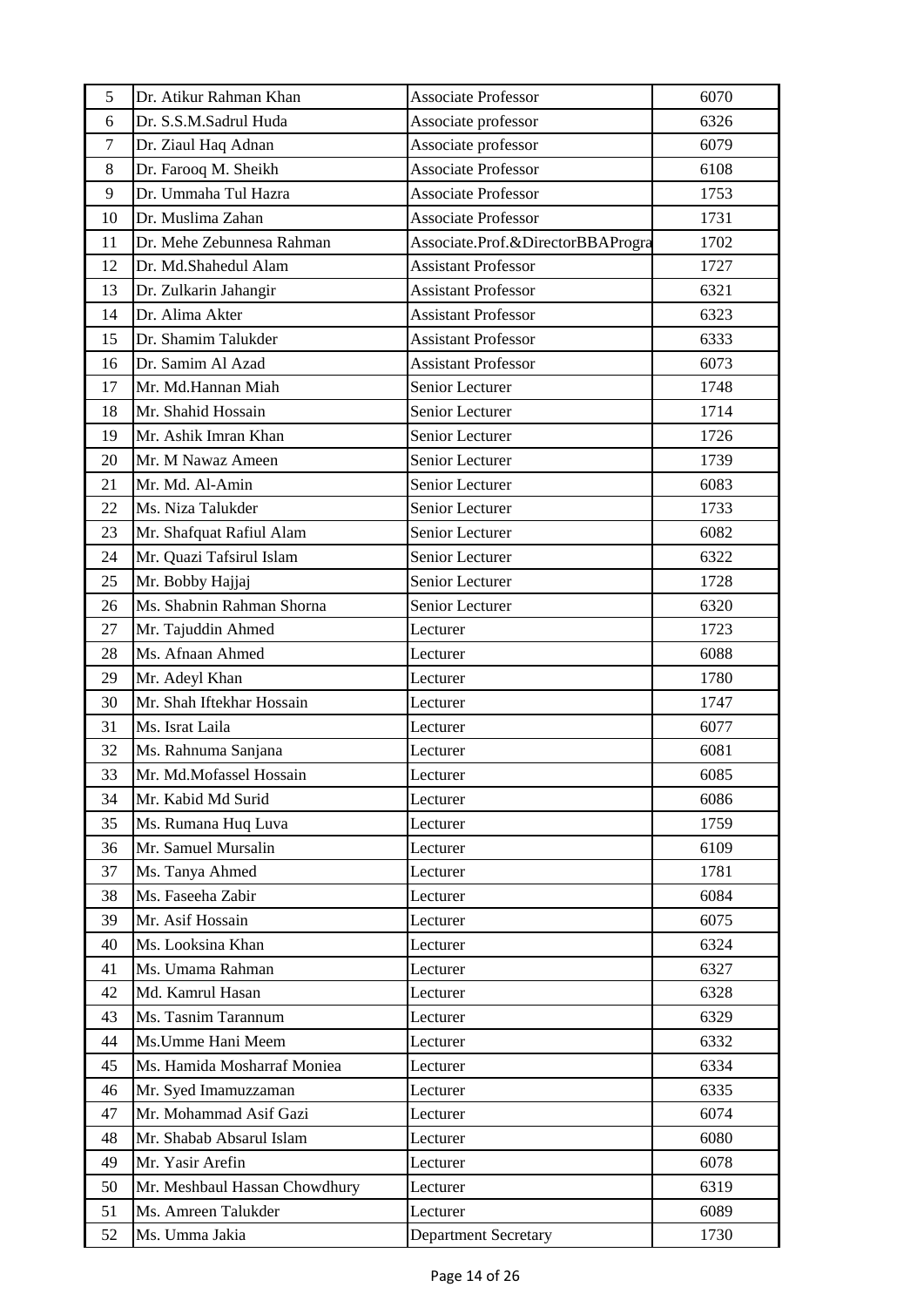| 5 | Dr. Atikur Rahman Khan | Associate Professor | 6070 |
|---|---|---|---|
| 6 | Dr. S.S.M.Sadrul Huda | Associate professor | 6326 |
| 7 | Dr. Ziaul Haq Adnan | Associate professor | 6079 |
| 8 | Dr. Farooq M. Sheikh | Associate Professor | 6108 |
| 9 | Dr. Ummaha Tul Hazra | Associate Professor | 1753 |
| 10 | Dr. Muslima Zahan | Associate Professor | 1731 |
| 11 | Dr. Mehe Zebunnesa Rahman | Associate.Prof.&DirectorBBAProgra | 1702 |
| 12 | Dr. Md.Shahedul Alam | Assistant Professor | 1727 |
| 13 | Dr. Zulkarin Jahangir | Assistant Professor | 6321 |
| 14 | Dr. Alima Akter | Assistant Professor | 6323 |
| 15 | Dr. Shamim Talukder | Assistant Professor | 6333 |
| 16 | Dr. Samim Al Azad | Assistant Professor | 6073 |
| 17 | Mr. Md.Hannan Miah | Senior Lecturer | 1748 |
| 18 | Mr. Shahid Hossain | Senior Lecturer | 1714 |
| 19 | Mr. Ashik Imran Khan | Senior Lecturer | 1726 |
| 20 | Mr. M Nawaz Ameen | Senior Lecturer | 1739 |
| 21 | Mr. Md. Al-Amin | Senior Lecturer | 6083 |
| 22 | Ms. Niza Talukder | Senior Lecturer | 1733 |
| 23 | Mr. Shafquat Rafiul Alam | Senior Lecturer | 6082 |
| 24 | Mr. Quazi Tafsirul Islam | Senior Lecturer | 6322 |
| 25 | Mr. Bobby Hajjaj | Senior Lecturer | 1728 |
| 26 | Ms. Shabnin Rahman Shorna | Senior Lecturer | 6320 |
| 27 | Mr. Tajuddin Ahmed | Lecturer | 1723 |
| 28 | Ms. Afnaan Ahmed | Lecturer | 6088 |
| 29 | Mr. Adeyl Khan | Lecturer | 1780 |
| 30 | Mr. Shah Iftekhar Hossain | Lecturer | 1747 |
| 31 | Ms. Israt Laila | Lecturer | 6077 |
| 32 | Ms. Rahnuma Sanjana | Lecturer | 6081 |
| 33 | Mr. Md.Mofassel Hossain | Lecturer | 6085 |
| 34 | Mr. Kabid Md Surid | Lecturer | 6086 |
| 35 | Ms. Rumana Huq Luva | Lecturer | 1759 |
| 36 | Mr. Samuel Mursalin | Lecturer | 6109 |
| 37 | Ms. Tanya Ahmed | Lecturer | 1781 |
| 38 | Ms. Faseeha Zabir | Lecturer | 6084 |
| 39 | Mr. Asif Hossain | Lecturer | 6075 |
| 40 | Ms. Looksina Khan | Lecturer | 6324 |
| 41 | Ms. Umama Rahman | Lecturer | 6327 |
| 42 | Md. Kamrul Hasan | Lecturer | 6328 |
| 43 | Ms. Tasnim Tarannum | Lecturer | 6329 |
| 44 | Ms.Umme Hani Meem | Lecturer | 6332 |
| 45 | Ms. Hamida Mosharraf Moniea | Lecturer | 6334 |
| 46 | Mr. Syed Imamuzzaman | Lecturer | 6335 |
| 47 | Mr. Mohammad Asif Gazi | Lecturer | 6074 |
| 48 | Mr. Shabab Absarul Islam | Lecturer | 6080 |
| 49 | Mr. Yasir Arefin | Lecturer | 6078 |
| 50 | Mr. Meshbaul Hassan Chowdhury | Lecturer | 6319 |
| 51 | Ms. Amreen Talukder | Lecturer | 6089 |
| 52 | Ms. Umma Jakia | Department Secretary | 1730 |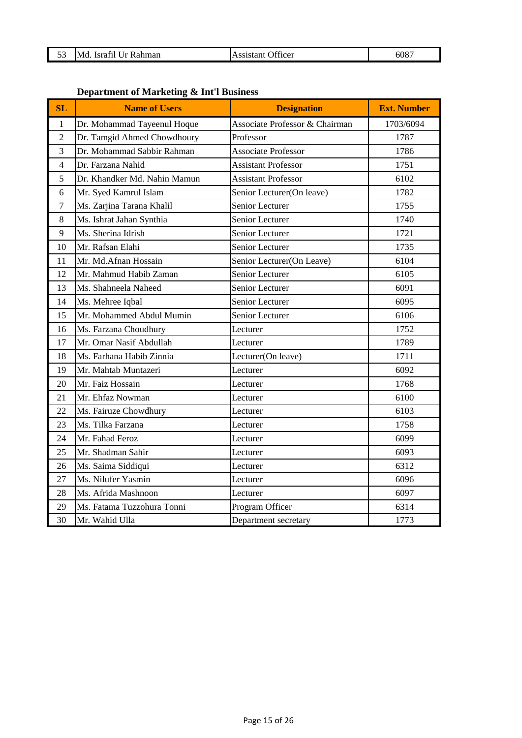| 53 | Md. Israfil Ur Rahman | Assistant Officer | 6087 |
|---|---|---|---|

### Department of Marketing & Int'l Business

| SL | Name of Users | Designation | Ext. Number |
|---|---|---|---|
| 1 | Dr. Mohammad Tayeenul Hoque | Associate Professor & Chairman | 1703/6094 |
| 2 | Dr. Tamgid Ahmed Chowdhoury | Professor | 1787 |
| 3 | Dr. Mohammad Sabbir Rahman | Associate Professor | 1786 |
| 4 | Dr. Farzana Nahid | Assistant Professor | 1751 |
| 5 | Dr. Khandker Md. Nahin Mamun | Assistant Professor | 6102 |
| 6 | Mr. Syed Kamrul Islam | Senior Lecturer(On leave) | 1782 |
| 7 | Ms. Zarjina Tarana Khalil | Senior Lecturer | 1755 |
| 8 | Ms. Ishrat Jahan Synthia | Senior Lecturer | 1740 |
| 9 | Ms. Sherina Idrish | Senior Lecturer | 1721 |
| 10 | Mr. Rafsan Elahi | Senior Lecturer | 1735 |
| 11 | Mr. Md.Afnan Hossain | Senior Lecturer(On Leave) | 6104 |
| 12 | Mr. Mahmud Habib Zaman | Senior Lecturer | 6105 |
| 13 | Ms. Shahneela Naheed | Senior Lecturer | 6091 |
| 14 | Ms. Mehree Iqbal | Senior Lecturer | 6095 |
| 15 | Mr. Mohammed Abdul Mumin | Senior Lecturer | 6106 |
| 16 | Ms. Farzana Choudhury | Lecturer | 1752 |
| 17 | Mr. Omar Nasif Abdullah | Lecturer | 1789 |
| 18 | Ms. Farhana Habib Zinnia | Lecturer(On leave) | 1711 |
| 19 | Mr. Mahtab Muntazeri | Lecturer | 6092 |
| 20 | Mr. Faiz Hossain | Lecturer | 1768 |
| 21 | Mr. Ehfaz Nowman | Lecturer | 6100 |
| 22 | Ms. Fairuze Chowdhury | Lecturer | 6103 |
| 23 | Ms. Tilka Farzana | Lecturer | 1758 |
| 24 | Mr. Fahad Feroz | Lecturer | 6099 |
| 25 | Mr. Shadman Sahir | Lecturer | 6093 |
| 26 | Ms. Saima Siddiqui | Lecturer | 6312 |
| 27 | Ms. Nilufer Yasmin | Lecturer | 6096 |
| 28 | Ms. Afrida Mashnoon | Lecturer | 6097 |
| 29 | Ms. Fatama Tuzzohura Tonni | Program Officer | 6314 |
| 30 | Mr. Wahid Ulla | Department secretary | 1773 |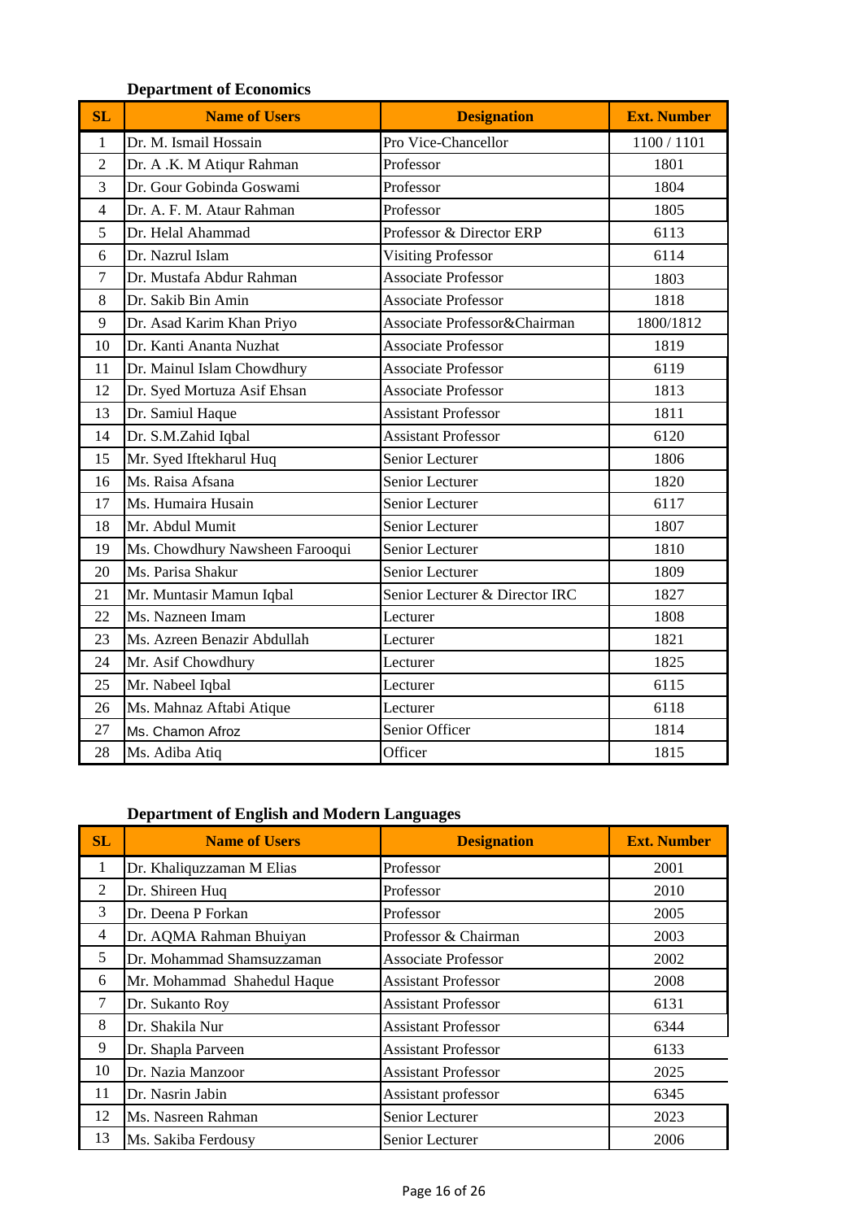**Department of Economics**

| SL | Name of Users | Designation | Ext. Number |
|---|---|---|---|
| 1 | Dr. M. Ismail Hossain | Pro Vice-Chancellor | 1100 / 1101 |
| 2 | Dr. A .K. M Atiqur Rahman | Professor | 1801 |
| 3 | Dr. Gour Gobinda Goswami | Professor | 1804 |
| 4 | Dr. A. F. M. Ataur Rahman | Professor | 1805 |
| 5 | Dr. Helal Ahammad | Professor & Director ERP | 6113 |
| 6 | Dr. Nazrul Islam | Visiting Professor | 6114 |
| 7 | Dr. Mustafa Abdur Rahman | Associate Professor | 1803 |
| 8 | Dr. Sakib Bin Amin | Associate Professor | 1818 |
| 9 | Dr. Asad Karim Khan Priyo | Associate Professor&Chairman | 1800/1812 |
| 10 | Dr. Kanti Ananta Nuzhat | Associate Professor | 1819 |
| 11 | Dr. Mainul Islam Chowdhury | Associate Professor | 6119 |
| 12 | Dr. Syed Mortuza Asif Ehsan | Associate Professor | 1813 |
| 13 | Dr. Samiul Haque | Assistant Professor | 1811 |
| 14 | Dr. S.M.Zahid Iqbal | Assistant Professor | 6120 |
| 15 | Mr. Syed Iftekharul Huq | Senior Lecturer | 1806 |
| 16 | Ms. Raisa Afsana | Senior Lecturer | 1820 |
| 17 | Ms. Humaira Husain | Senior Lecturer | 6117 |
| 18 | Mr. Abdul Mumit | Senior Lecturer | 1807 |
| 19 | Ms. Chowdhury Nawsheen Farooqui | Senior Lecturer | 1810 |
| 20 | Ms. Parisa Shakur | Senior Lecturer | 1809 |
| 21 | Mr. Muntasir Mamun Iqbal | Senior Lecturer & Director IRC | 1827 |
| 22 | Ms. Nazneen Imam | Lecturer | 1808 |
| 23 | Ms. Azreen Benazir Abdullah | Lecturer | 1821 |
| 24 | Mr. Asif Chowdhury | Lecturer | 1825 |
| 25 | Mr. Nabeel Iqbal | Lecturer | 6115 |
| 26 | Ms. Mahnaz Aftabi Atique | Lecturer | 6118 |
| 27 | Ms. Chamon Afroz | Senior Officer | 1814 |
| 28 | Ms. Adiba Atiq | Officer | 1815 |

**Department of English and Modern Languages**

| SL | Name of Users | Designation | Ext. Number |
|---|---|---|---|
| 1 | Dr. Khaliquzzaman M Elias | Professor | 2001 |
| 2 | Dr. Shireen Huq | Professor | 2010 |
| 3 | Dr. Deena P Forkan | Professor | 2005 |
| 4 | Dr. AQMA Rahman Bhuiyan | Professor & Chairman | 2003 |
| 5 | Dr. Mohammad Shamsuzzaman | Associate Professor | 2002 |
| 6 | Mr. Mohammad Shahedul Haque | Assistant Professor | 2008 |
| 7 | Dr. Sukanto Roy | Assistant Professor | 6131 |
| 8 | Dr. Shakila Nur | Assistant Professor | 6344 |
| 9 | Dr. Shapla Parveen | Assistant Professor | 6133 |
| 10 | Dr. Nazia Manzoor | Assistant Professor | 2025 |
| 11 | Dr. Nasrin Jabin | Assistant professor | 6345 |
| 12 | Ms. Nasreen Rahman | Senior Lecturer | 2023 |
| 13 | Ms. Sakiba Ferdousy | Senior Lecturer | 2006 |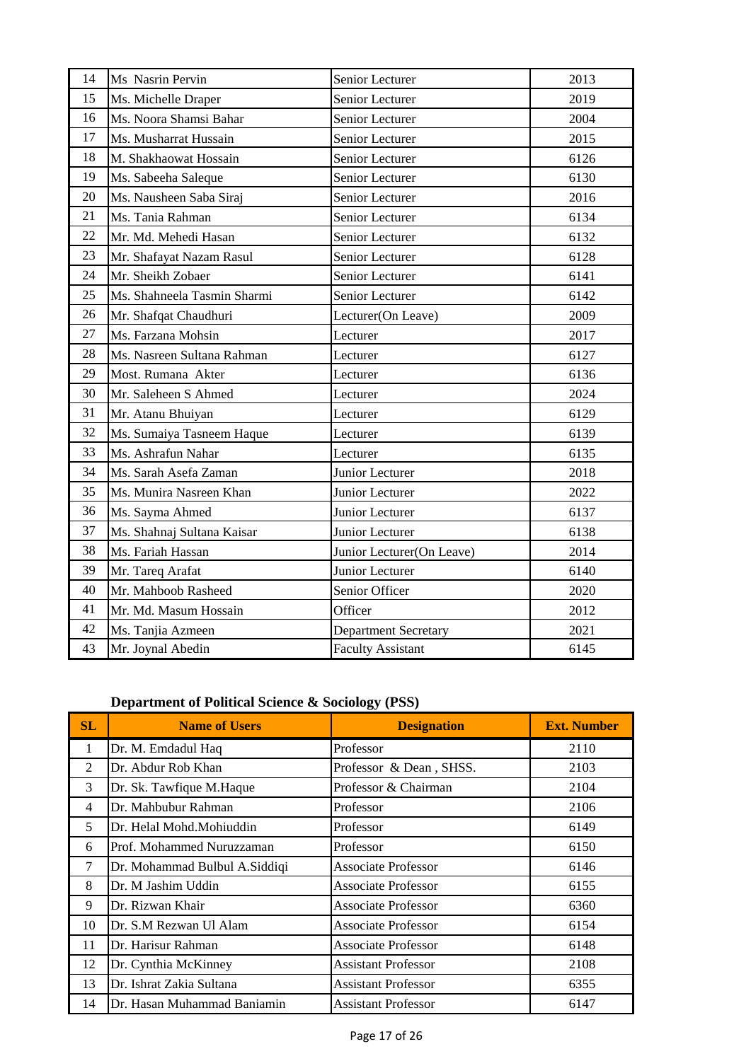| SL | Name of Users | Designation | Ext. Number |
|---|---|---|---|
| 14 | Ms Nasrin Pervin | Senior Lecturer | 2013 |
| 15 | Ms. Michelle Draper | Senior Lecturer | 2019 |
| 16 | Ms. Noora Shamsi Bahar | Senior Lecturer | 2004 |
| 17 | Ms. Musharrat Hussain | Senior Lecturer | 2015 |
| 18 | M. Shakhaowat Hossain | Senior Lecturer | 6126 |
| 19 | Ms. Sabeeha Saleque | Senior Lecturer | 6130 |
| 20 | Ms. Nausheen Saba Siraj | Senior Lecturer | 2016 |
| 21 | Ms. Tania Rahman | Senior Lecturer | 6134 |
| 22 | Mr. Md. Mehedi Hasan | Senior Lecturer | 6132 |
| 23 | Mr. Shafayat Nazam Rasul | Senior Lecturer | 6128 |
| 24 | Mr. Sheikh Zobaer | Senior Lecturer | 6141 |
| 25 | Ms. Shahneela Tasmin Sharmi | Senior Lecturer | 6142 |
| 26 | Mr. Shafqat Chaudhuri | Lecturer(On Leave) | 2009 |
| 27 | Ms. Farzana Mohsin | Lecturer | 2017 |
| 28 | Ms. Nasreen Sultana Rahman | Lecturer | 6127 |
| 29 | Most. Rumana Akter | Lecturer | 6136 |
| 30 | Mr. Saleheen S Ahmed | Lecturer | 2024 |
| 31 | Mr. Atanu Bhuiyan | Lecturer | 6129 |
| 32 | Ms. Sumaiya Tasneem Haque | Lecturer | 6139 |
| 33 | Ms. Ashrafun Nahar | Lecturer | 6135 |
| 34 | Ms. Sarah Asefa Zaman | Junior Lecturer | 2018 |
| 35 | Ms. Munira Nasreen Khan | Junior Lecturer | 2022 |
| 36 | Ms. Sayma Ahmed | Junior Lecturer | 6137 |
| 37 | Ms. Shahnaj Sultana Kaisar | Junior Lecturer | 6138 |
| 38 | Ms. Fariah Hassan | Junior Lecturer(On Leave) | 2014 |
| 39 | Mr. Tareq Arafat | Junior Lecturer | 6140 |
| 40 | Mr. Mahboob Rasheed | Senior Officer | 2020 |
| 41 | Mr. Md. Masum Hossain | Officer | 2012 |
| 42 | Ms. Tanjia Azmeen | Department Secretary | 2021 |
| 43 | Mr. Joynal Abedin | Faculty Assistant | 6145 |

**Department of Political Science & Sociology (PSS)**

| SL | Name of Users | Designation | Ext. Number |
|---|---|---|---|
| 1 | Dr. M. Emdadul Haq | Professor | 2110 |
| 2 | Dr. Abdur Rob Khan | Professor & Dean , SHSS. | 2103 |
| 3 | Dr. Sk. Tawfique M.Haque | Professor & Chairman | 2104 |
| 4 | Dr. Mahbubur Rahman | Professor | 2106 |
| 5 | Dr. Helal Mohd.Mohiuddin | Professor | 6149 |
| 6 | Prof. Mohammed Nuruzzaman | Professor | 6150 |
| 7 | Dr. Mohammad Bulbul A.Siddiqi | Associate Professor | 6146 |
| 8 | Dr. M Jashim Uddin | Associate Professor | 6155 |
| 9 | Dr. Rizwan Khair | Associate Professor | 6360 |
| 10 | Dr. S.M Rezwan Ul Alam | Associate Professor | 6154 |
| 11 | Dr. Harisur Rahman | Associate Professor | 6148 |
| 12 | Dr. Cynthia McKinney | Assistant Professor | 2108 |
| 13 | Dr. Ishrat Zakia Sultana | Assistant Professor | 6355 |
| 14 | Dr. Hasan Muhammad Baniamin | Assistant Professor | 6147 |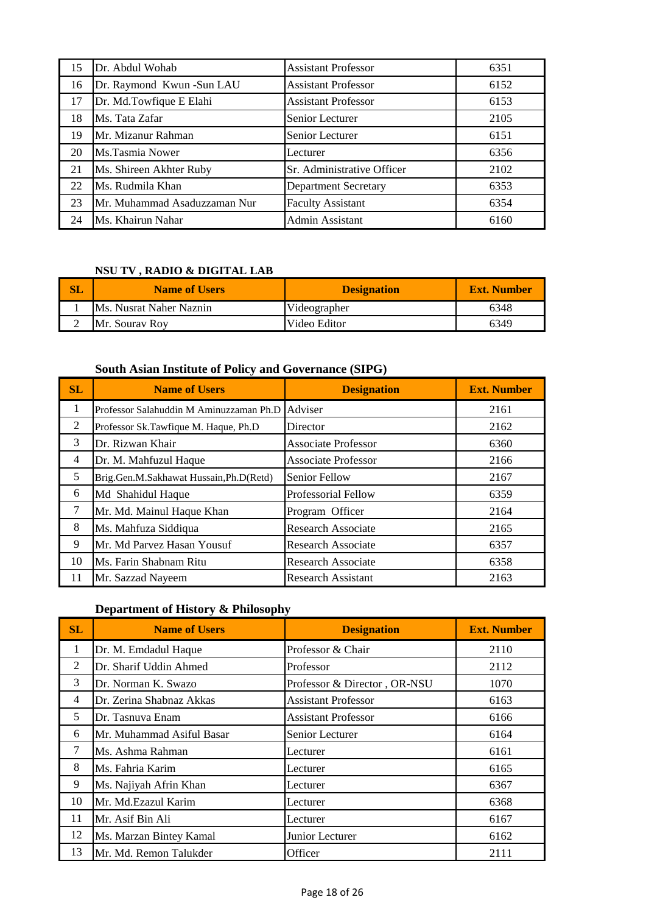| SL | Name of Users | Designation | Ext. Number |
|---|---|---|---|
| 15 | Dr. Abdul Wohab | Assistant Professor | 6351 |
| 16 | Dr. Raymond Kwun -Sun LAU | Assistant Professor | 6152 |
| 17 | Dr. Md.Towfique E Elahi | Assistant Professor | 6153 |
| 18 | Ms. Tata Zafar | Senior Lecturer | 2105 |
| 19 | Mr. Mizanur Rahman | Senior Lecturer | 6151 |
| 20 | Ms.Tasmia Nower | Lecturer | 6356 |
| 21 | Ms. Shireen Akhter Ruby | Sr. Administrative Officer | 2102 |
| 22 | Ms. Rudmila Khan | Department Secretary | 6353 |
| 23 | Mr. Muhammad Asaduzzaman Nur | Faculty Assistant | 6354 |
| 24 | Ms. Khairun Nahar | Admin Assistant | 6160 |

### NSU TV , RADIO & DIGITAL LAB

| SL | Name of Users | Designation | Ext. Number |
|---|---|---|---|
| 1 | Ms. Nusrat Naher Naznin | Videographer | 6348 |
| 2 | Mr. Sourav Roy | Video Editor | 6349 |

### South Asian Institute of Policy and Governance (SIPG)

| SL | Name of Users | Designation | Ext. Number |
|---|---|---|---|
| 1 | Professor Salahuddin M Aminuzzaman Ph.D | Adviser | 2161 |
| 2 | Professor Sk.Tawfique M. Haque, Ph.D | Director | 2162 |
| 3 | Dr. Rizwan Khair | Associate Professor | 6360 |
| 4 | Dr. M. Mahfuzul Haque | Associate Professor | 2166 |
| 5 | Brig.Gen.M.Sakhawat Hussain,Ph.D(Retd) | Senior Fellow | 2167 |
| 6 | Md Shahidul Haque | Professorial Fellow | 6359 |
| 7 | Mr. Md. Mainul Haque Khan | Program Officer | 2164 |
| 8 | Ms. Mahfuza Siddiqua | Research Associate | 2165 |
| 9 | Mr. Md Parvez Hasan Yousuf | Research Associate | 6357 |
| 10 | Ms. Farin Shabnam Ritu | Research Associate | 6358 |
| 11 | Mr. Sazzad Nayeem | Research Assistant | 2163 |

### Department of History & Philosophy

| SL | Name of Users | Designation | Ext. Number |
|---|---|---|---|
| 1 | Dr. M. Emdadul Haque | Professor & Chair | 2110 |
| 2 | Dr. Sharif Uddin Ahmed | Professor | 2112 |
| 3 | Dr. Norman K. Swazo | Professor & Director , OR-NSU | 1070 |
| 4 | Dr. Zerina Shabnaz Akkas | Assistant Professor | 6163 |
| 5 | Dr. Tasnuva Enam | Assistant Professor | 6166 |
| 6 | Mr. Muhammad Asiful Basar | Senior Lecturer | 6164 |
| 7 | Ms. Ashma Rahman | Lecturer | 6161 |
| 8 | Ms. Fahria Karim | Lecturer | 6165 |
| 9 | Ms. Najiyah Afrin Khan | Lecturer | 6367 |
| 10 | Mr. Md.Ezazul Karim | Lecturer | 6368 |
| 11 | Mr. Asif Bin Ali | Lecturer | 6167 |
| 12 | Ms. Marzan Bintey Kamal | Junior Lecturer | 6162 |
| 13 | Mr. Md. Remon Talukder | Officer | 2111 |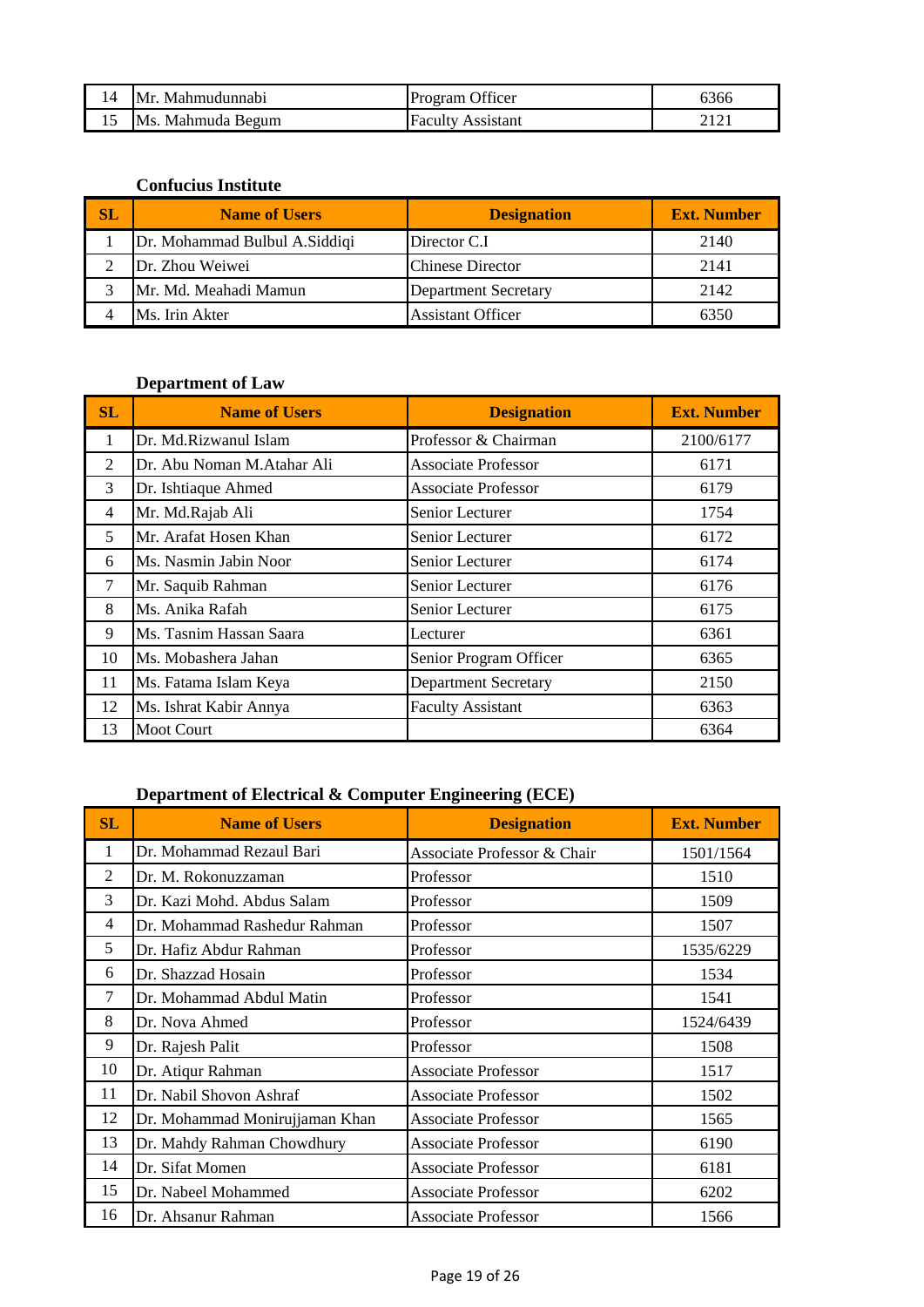| SL | Name of Users | Designation | Ext. Number |
|---|---|---|---|
| 14 | Mr. Mahmudunnabi | Program Officer | 6366 |
| 15 | Ms. Mahmuda Begum | Faculty Assistant | 2121 |

### Confucius Institute

| SL | Name of Users | Designation | Ext. Number |
|---|---|---|---|
| 1 | Dr. Mohammad Bulbul A.Siddiqi | Director C.I | 2140 |
| 2 | Dr. Zhou Weiwei | Chinese Director | 2141 |
| 3 | Mr. Md. Meahadi Mamun | Department Secretary | 2142 |
| 4 | Ms. Irin Akter | Assistant Officer | 6350 |

### Department of Law

| SL | Name of Users | Designation | Ext. Number |
|---|---|---|---|
| 1 | Dr. Md.Rizwanul Islam | Professor & Chairman | 2100/6177 |
| 2 | Dr. Abu Noman M.Atahar Ali | Associate Professor | 6171 |
| 3 | Dr. Ishtiaque Ahmed | Associate Professor | 6179 |
| 4 | Mr. Md.Rajab Ali | Senior Lecturer | 1754 |
| 5 | Mr. Arafat Hosen Khan | Senior Lecturer | 6172 |
| 6 | Ms. Nasmin Jabin Noor | Senior Lecturer | 6174 |
| 7 | Mr. Saquib Rahman | Senior Lecturer | 6176 |
| 8 | Ms. Anika Rafah | Senior Lecturer | 6175 |
| 9 | Ms. Tasnim Hassan Saara | Lecturer | 6361 |
| 10 | Ms. Mobashera Jahan | Senior Program Officer | 6365 |
| 11 | Ms. Fatama Islam Keya | Department Secretary | 2150 |
| 12 | Ms. Ishrat Kabir Annya | Faculty Assistant | 6363 |
| 13 | Moot Court | | 6364 |

### Department of Electrical & Computer Engineering (ECE)

| SL | Name of Users | Designation | Ext. Number |
|---|---|---|---|
| 1 | Dr. Mohammad Rezaul Bari | Associate Professor & Chair | 1501/1564 |
| 2 | Dr. M. Rokonuzzaman | Professor | 1510 |
| 3 | Dr. Kazi Mohd. Abdus Salam | Professor | 1509 |
| 4 | Dr. Mohammad Rashedur Rahman | Professor | 1507 |
| 5 | Dr. Hafiz Abdur Rahman | Professor | 1535/6229 |
| 6 | Dr. Shazzad Hosain | Professor | 1534 |
| 7 | Dr. Mohammad Abdul Matin | Professor | 1541 |
| 8 | Dr. Nova Ahmed | Professor | 1524/6439 |
| 9 | Dr. Rajesh Palit | Professor | 1508 |
| 10 | Dr. Atiqur Rahman | Associate Professor | 1517 |
| 11 | Dr. Nabil Shovon Ashraf | Associate Professor | 1502 |
| 12 | Dr. Mohammad Monirujjaman Khan | Associate Professor | 1565 |
| 13 | Dr. Mahdy Rahman Chowdhury | Associate Professor | 6190 |
| 14 | Dr. Sifat Momen | Associate Professor | 6181 |
| 15 | Dr. Nabeel Mohammed | Associate Professor | 6202 |
| 16 | Dr. Ahsanur Rahman | Associate Professor | 1566 |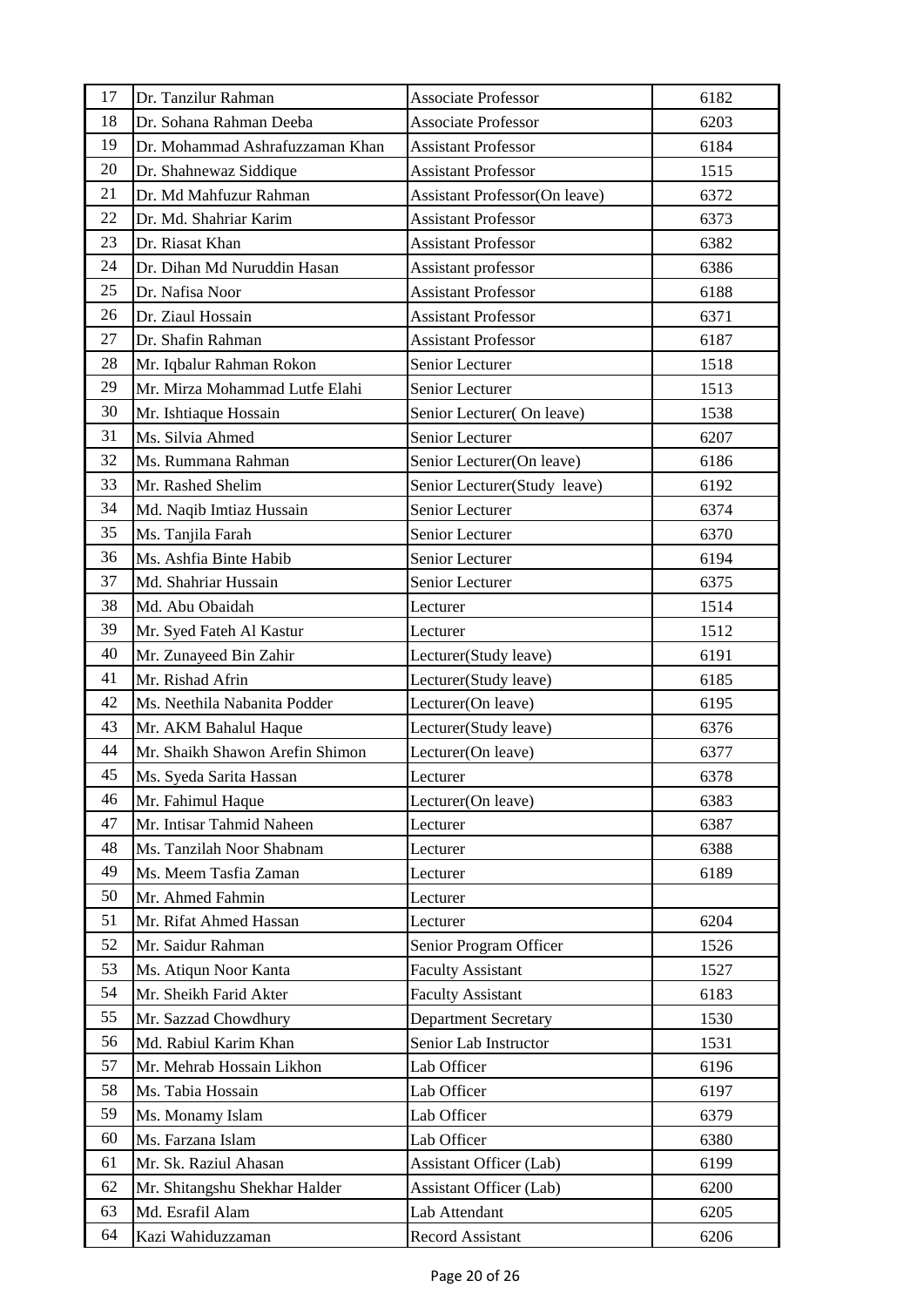| 17 | Dr. Tanzilur Rahman | Associate Professor | 6182 |
|---|---|---|---|
| 18 | Dr. Sohana Rahman Deeba | Associate Professor | 6203 |
| 19 | Dr. Mohammad Ashrafuzzaman Khan | Assistant Professor | 6184 |
| 20 | Dr. Shahnewaz Siddique | Assistant Professor | 1515 |
| 21 | Dr. Md Mahfuzur Rahman | Assistant Professor(On leave) | 6372 |
| 22 | Dr. Md. Shahriar Karim | Assistant Professor | 6373 |
| 23 | Dr. Riasat Khan | Assistant Professor | 6382 |
| 24 | Dr. Dihan Md Nuruddin Hasan | Assistant professor | 6386 |
| 25 | Dr. Nafisa Noor | Assistant Professor | 6188 |
| 26 | Dr. Ziaul Hossain | Assistant Professor | 6371 |
| 27 | Dr. Shafin Rahman | Assistant Professor | 6187 |
| 28 | Mr. Iqbalur Rahman Rokon | Senior Lecturer | 1518 |
| 29 | Mr. Mirza Mohammad Lutfe Elahi | Senior Lecturer | 1513 |
| 30 | Mr. Ishtiaque Hossain | Senior Lecturer( On leave) | 1538 |
| 31 | Ms. Silvia Ahmed | Senior Lecturer | 6207 |
| 32 | Ms. Rummana Rahman | Senior Lecturer(On leave) | 6186 |
| 33 | Mr. Rashed Shelim | Senior Lecturer(Study leave) | 6192 |
| 34 | Md. Naqib Imtiaz Hussain | Senior Lecturer | 6374 |
| 35 | Ms. Tanjila Farah | Senior Lecturer | 6370 |
| 36 | Ms. Ashfia Binte Habib | Senior Lecturer | 6194 |
| 37 | Md. Shahriar Hussain | Senior Lecturer | 6375 |
| 38 | Md. Abu Obaidah | Lecturer | 1514 |
| 39 | Mr. Syed Fateh Al Kastur | Lecturer | 1512 |
| 40 | Mr. Zunayeed Bin Zahir | Lecturer(Study leave) | 6191 |
| 41 | Mr. Rishad Afrin | Lecturer(Study leave) | 6185 |
| 42 | Ms. Neethila Nabanita Podder | Lecturer(On leave) | 6195 |
| 43 | Mr. AKM Bahalul Haque | Lecturer(Study leave) | 6376 |
| 44 | Mr. Shaikh Shawon Arefin Shimon | Lecturer(On leave) | 6377 |
| 45 | Ms. Syeda Sarita Hassan | Lecturer | 6378 |
| 46 | Mr. Fahimul Haque | Lecturer(On leave) | 6383 |
| 47 | Mr. Intisar Tahmid Naheen | Lecturer | 6387 |
| 48 | Ms. Tanzilah Noor Shabnam | Lecturer | 6388 |
| 49 | Ms. Meem Tasfia Zaman | Lecturer | 6189 |
| 50 | Mr. Ahmed Fahmin | Lecturer | |
| 51 | Mr. Rifat Ahmed Hassan | Lecturer | 6204 |
| 52 | Mr. Saidur Rahman | Senior Program Officer | 1526 |
| 53 | Ms. Atiqun Noor Kanta | Faculty Assistant | 1527 |
| 54 | Mr. Sheikh Farid Akter | Faculty Assistant | 6183 |
| 55 | Mr. Sazzad Chowdhury | Department Secretary | 1530 |
| 56 | Md. Rabiul Karim Khan | Senior Lab Instructor | 1531 |
| 57 | Mr. Mehrab Hossain Likhon | Lab Officer | 6196 |
| 58 | Ms. Tabia Hossain | Lab Officer | 6197 |
| 59 | Ms. Monamy Islam | Lab Officer | 6379 |
| 60 | Ms. Farzana Islam | Lab Officer | 6380 |
| 61 | Mr. Sk. Raziul Ahasan | Assistant Officer (Lab) | 6199 |
| 62 | Mr. Shitangshu Shekhar Halder | Assistant Officer (Lab) | 6200 |
| 63 | Md. Esrafil Alam | Lab Attendant | 6205 |
| 64 | Kazi Wahiduzzaman | Record Assistant | 6206 |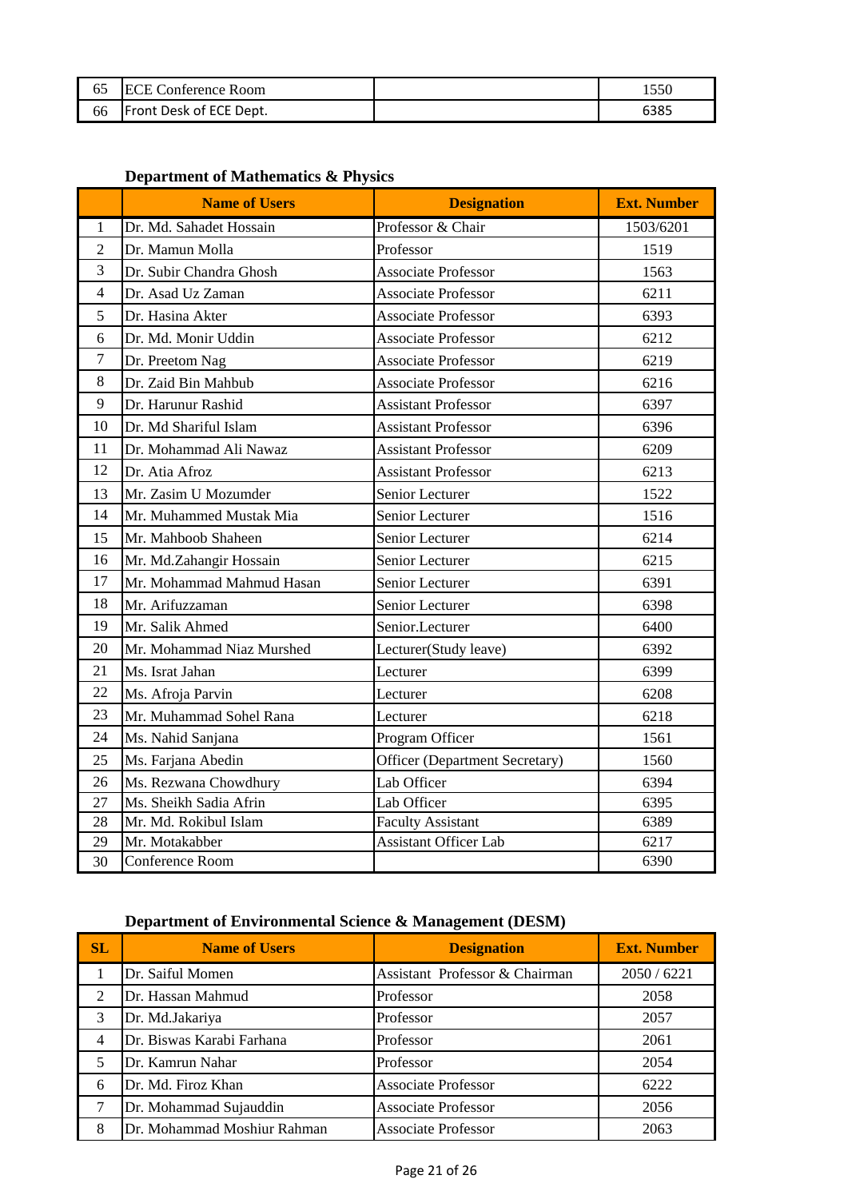| | | | |
|---|---|---|---|
| 65 | ECE Conference Room | | 1550 |
| 66 | Front Desk of ECE Dept. | | 6385 |

### Department of Mathematics & Physics

| | Name of Users | Designation | Ext. Number |
|---|---|---|---|
| 1 | Dr. Md. Sahadet Hossain | Professor & Chair | 1503/6201 |
| 2 | Dr. Mamun Molla | Professor | 1519 |
| 3 | Dr. Subir Chandra Ghosh | Associate Professor | 1563 |
| 4 | Dr. Asad Uz Zaman | Associate Professor | 6211 |
| 5 | Dr. Hasina Akter | Associate Professor | 6393 |
| 6 | Dr. Md. Monir Uddin | Associate Professor | 6212 |
| 7 | Dr. Preetom Nag | Associate Professor | 6219 |
| 8 | Dr. Zaid Bin Mahbub | Associate Professor | 6216 |
| 9 | Dr. Harunur Rashid | Assistant Professor | 6397 |
| 10 | Dr. Md Shariful Islam | Assistant Professor | 6396 |
| 11 | Dr. Mohammad Ali Nawaz | Assistant Professor | 6209 |
| 12 | Dr. Atia Afroz | Assistant Professor | 6213 |
| 13 | Mr. Zasim U Mozumder | Senior Lecturer | 1522 |
| 14 | Mr. Muhammed Mustak Mia | Senior Lecturer | 1516 |
| 15 | Mr. Mahboob Shaheen | Senior Lecturer | 6214 |
| 16 | Mr. Md.Zahangir Hossain | Senior Lecturer | 6215 |
| 17 | Mr. Mohammad Mahmud Hasan | Senior Lecturer | 6391 |
| 18 | Mr. Arifuzzaman | Senior Lecturer | 6398 |
| 19 | Mr. Salik Ahmed | Senior.Lecturer | 6400 |
| 20 | Mr. Mohammad Niaz Murshed | Lecturer(Study leave) | 6392 |
| 21 | Ms. Israt Jahan | Lecturer | 6399 |
| 22 | Ms. Afroja Parvin | Lecturer | 6208 |
| 23 | Mr. Muhammad Sohel Rana | Lecturer | 6218 |
| 24 | Ms. Nahid Sanjana | Program Officer | 1561 |
| 25 | Ms. Farjana Abedin | Officer (Department Secretary) | 1560 |
| 26 | Ms. Rezwana Chowdhury | Lab Officer | 6394 |
| 27 | Ms. Sheikh Sadia Afrin | Lab Officer | 6395 |
| 28 | Mr. Md. Rokibul Islam | Faculty Assistant | 6389 |
| 29 | Mr. Motakabber | Assistant Officer Lab | 6217 |
| 30 | Conference Room | | 6390 |

### Department of Environmental Science & Management (DESM)

| SL | Name of Users | Designation | Ext. Number |
|---|---|---|---|
| 1 | Dr. Saiful Momen | Assistant Professor & Chairman | 2050 / 6221 |
| 2 | Dr. Hassan Mahmud | Professor | 2058 |
| 3 | Dr. Md.Jakariya | Professor | 2057 |
| 4 | Dr. Biswas Karabi Farhana | Professor | 2061 |
| 5 | Dr. Kamrun Nahar | Professor | 2054 |
| 6 | Dr. Md. Firoz Khan | Associate Professor | 6222 |
| 7 | Dr. Mohammad Sujauddin | Associate Professor | 2056 |
| 8 | Dr. Mohammad Moshiur Rahman | Associate Professor | 2063 |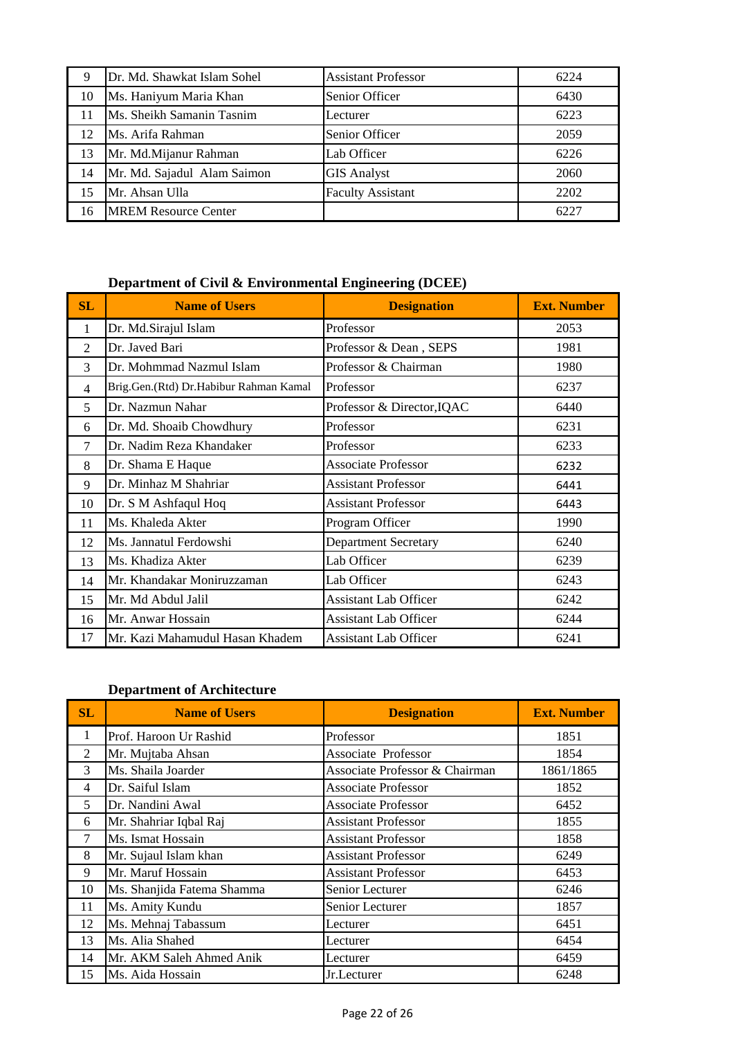| 9 | Dr. Md. Shawkat Islam Sohel | Assistant Professor | 6224 |
|---|---|---|---|
| 10 | Ms. Haniyum Maria Khan | Senior Officer | 6430 |
| 11 | Ms. Sheikh Samanin Tasnim | Lecturer | 6223 |
| 12 | Ms. Arifa Rahman | Senior Officer | 2059 |
| 13 | Mr. Md.Mijanur Rahman | Lab Officer | 6226 |
| 14 | Mr. Md. Sajadul Alam Saimon | GIS Analyst | 2060 |
| 15 | Mr. Ahsan Ulla | Faculty Assistant | 2202 |
| 16 | MREM Resource Center | | 6227 |

**Department of Civil & Environmental Engineering (DCEE)**

| SL | Name of Users | Designation | Ext. Number |
|---|---|---|---|
| 1 | Dr. Md.Sirajul Islam | Professor | 2053 |
| 2 | Dr. Javed Bari | Professor & Dean , SEPS | 1981 |
| 3 | Dr. Mohmmad Nazmul Islam | Professor & Chairman | 1980 |
| 4 | Brig.Gen.(Rtd) Dr.Habibur Rahman Kamal | Professor | 6237 |
| 5 | Dr. Nazmun Nahar | Professor & Director,IQAC | 6440 |
| 6 | Dr. Md. Shoaib Chowdhury | Professor | 6231 |
| 7 | Dr. Nadim Reza Khandaker | Professor | 6233 |
| 8 | Dr. Shama E Haque | Associate Professor | 6232 |
| 9 | Dr. Minhaz M Shahriar | Assistant Professor | 6441 |
| 10 | Dr. S M Ashfaqul Hoq | Assistant Professor | 6443 |
| 11 | Ms. Khaleda Akter | Program Officer | 1990 |
| 12 | Ms. Jannatul Ferdowshi | Department Secretary | 6240 |
| 13 | Ms. Khadiza Akter | Lab Officer | 6239 |
| 14 | Mr. Khandakar Moniruzzaman | Lab Officer | 6243 |
| 15 | Mr. Md Abdul Jalil | Assistant Lab Officer | 6242 |
| 16 | Mr. Anwar Hossain | Assistant Lab Officer | 6244 |
| 17 | Mr. Kazi Mahamudul Hasan Khadem | Assistant Lab Officer | 6241 |

**Department of Architecture**

| SL | Name of Users | Designation | Ext. Number |
|---|---|---|---|
| 1 | Prof. Haroon Ur Rashid | Professor | 1851 |
| 2 | Mr. Mujtaba Ahsan | Associate Professor | 1854 |
| 3 | Ms. Shaila Joarder | Associate Professor & Chairman | 1861/1865 |
| 4 | Dr. Saiful Islam | Associate Professor | 1852 |
| 5 | Dr. Nandini Awal | Associate Professor | 6452 |
| 6 | Mr. Shahriar Iqbal Raj | Assistant Professor | 1855 |
| 7 | Ms. Ismat Hossain | Assistant Professor | 1858 |
| 8 | Mr. Sujaul Islam khan | Assistant Professor | 6249 |
| 9 | Mr. Maruf Hossain | Assistant Professor | 6453 |
| 10 | Ms. Shanjida Fatema Shamma | Senior Lecturer | 6246 |
| 11 | Ms. Amity Kundu | Senior Lecturer | 1857 |
| 12 | Ms. Mehnaj Tabassum | Lecturer | 6451 |
| 13 | Ms. Alia Shahed | Lecturer | 6454 |
| 14 | Mr. AKM Saleh Ahmed Anik | Lecturer | 6459 |
| 15 | Ms. Aida Hossain | Jr.Lecturer | 6248 |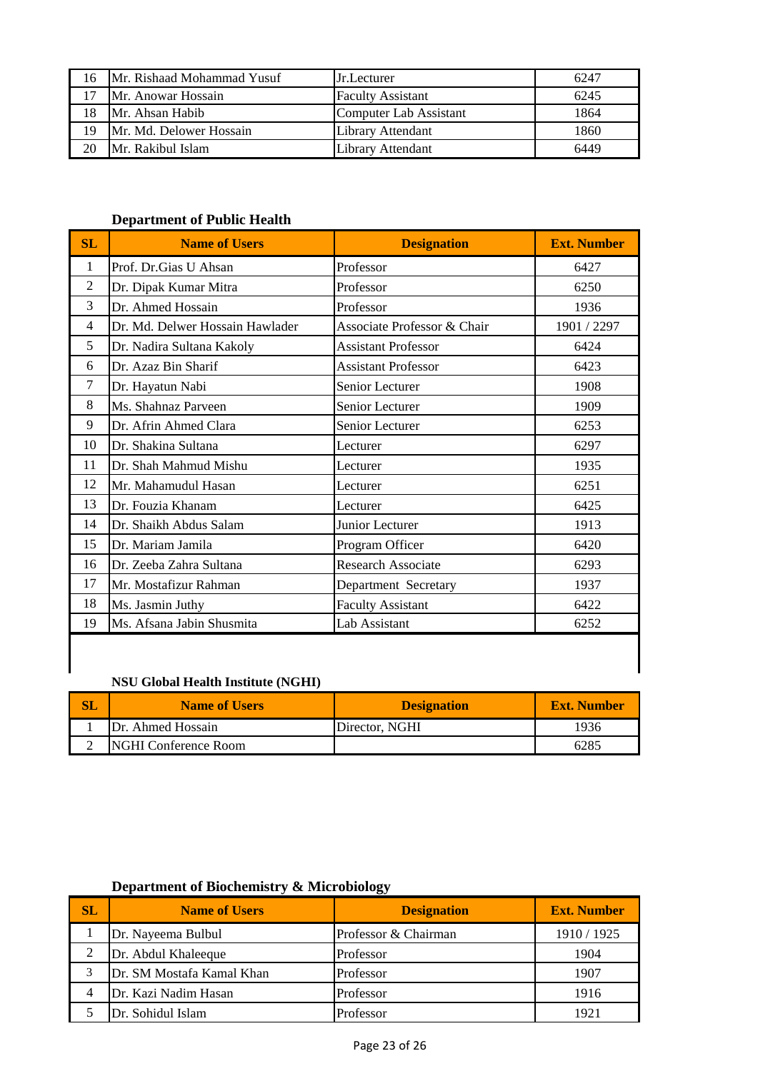| SL | Name of Users | Designation | Ext. Number |
|---|---|---|---|
| 16 | Mr. Rishaad Mohammad Yusuf | Jr.Lecturer | 6247 |
| 17 | Mr. Anowar Hossain | Faculty Assistant | 6245 |
| 18 | Mr. Ahsan Habib | Computer Lab Assistant | 1864 |
| 19 | Mr. Md. Delower Hossain | Library Attendant | 1860 |
| 20 | Mr. Rakibul Islam | Library Attendant | 6449 |

### Department of Public Health

| SL | Name of Users | Designation | Ext. Number |
|---|---|---|---|
| 1 | Prof. Dr.Gias U Ahsan | Professor | 6427 |
| 2 | Dr. Dipak Kumar Mitra | Professor | 6250 |
| 3 | Dr. Ahmed Hossain | Professor | 1936 |
| 4 | Dr. Md. Delwer Hossain Hawlader | Associate Professor & Chair | 1901 / 2297 |
| 5 | Dr. Nadira Sultana Kakoly | Assistant Professor | 6424 |
| 6 | Dr. Azaz Bin Sharif | Assistant Professor | 6423 |
| 7 | Dr. Hayatun Nabi | Senior Lecturer | 1908 |
| 8 | Ms. Shahnaz Parveen | Senior Lecturer | 1909 |
| 9 | Dr. Afrin Ahmed Clara | Senior Lecturer | 6253 |
| 10 | Dr. Shakina Sultana | Lecturer | 6297 |
| 11 | Dr. Shah Mahmud Mishu | Lecturer | 1935 |
| 12 | Mr. Mahamudul Hasan | Lecturer | 6251 |
| 13 | Dr. Fouzia Khanam | Lecturer | 6425 |
| 14 | Dr. Shaikh Abdus Salam | Junior Lecturer | 1913 |
| 15 | Dr. Mariam Jamila | Program Officer | 6420 |
| 16 | Dr. Zeeba Zahra Sultana | Research Associate | 6293 |
| 17 | Mr. Mostafizur Rahman | Department Secretary | 1937 |
| 18 | Ms. Jasmin Juthy | Faculty Assistant | 6422 |
| 19 | Ms. Afsana Jabin Shusmita | Lab Assistant | 6252 |

### NSU Global Health Institute (NGHI)

| SL | Name of Users | Designation | Ext. Number |
|---|---|---|---|
| 1 | Dr. Ahmed Hossain | Director, NGHI | 1936 |
| 2 | NGHI Conference Room | | 6285 |

### Department of Biochemistry & Microbiology

| SL | Name of Users | Designation | Ext. Number |
|---|---|---|---|
| 1 | Dr. Nayeema Bulbul | Professor & Chairman | 1910 / 1925 |
| 2 | Dr. Abdul Khaleeque | Professor | 1904 |
| 3 | Dr. SM Mostafa Kamal Khan | Professor | 1907 |
| 4 | Dr. Kazi Nadim Hasan | Professor | 1916 |
| 5 | Dr. Sohidul Islam | Professor | 1921 |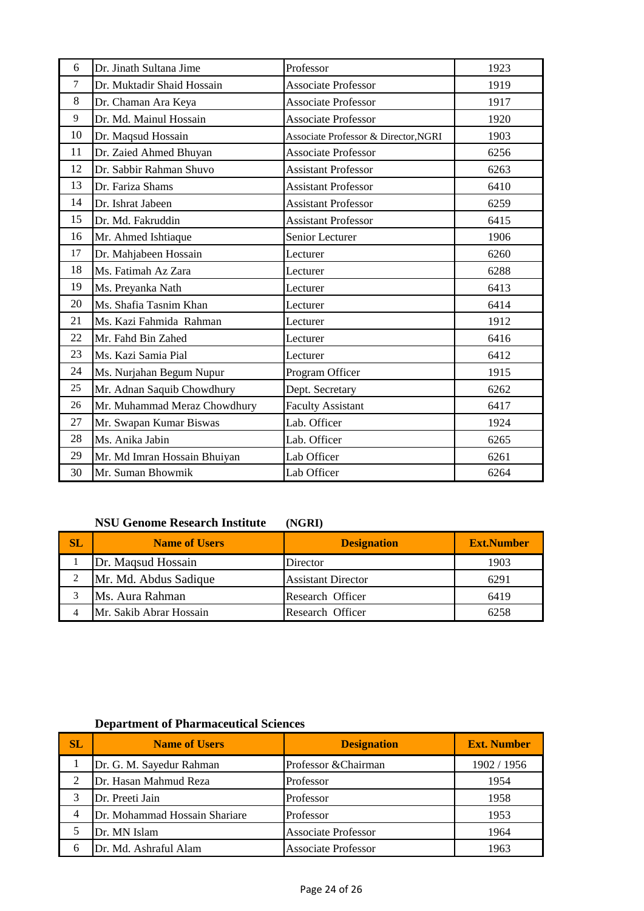| | | | |
|---|---|---|---|
| 6 | Dr. Jinath Sultana Jime | Professor | 1923 |
| 7 | Dr. Muktadir Shaid Hossain | Associate Professor | 1919 |
| 8 | Dr. Chaman Ara Keya | Associate Professor | 1917 |
| 9 | Dr. Md. Mainul Hossain | Associate Professor | 1920 |
| 10 | Dr. Maqsud Hossain | Associate Professor & Director,NGRI | 1903 |
| 11 | Dr. Zaied Ahmed Bhuyan | Associate Professor | 6256 |
| 12 | Dr. Sabbir Rahman Shuvo | Assistant Professor | 6263 |
| 13 | Dr. Fariza Shams | Assistant Professor | 6410 |
| 14 | Dr. Ishrat Jabeen | Assistant Professor | 6259 |
| 15 | Dr. Md. Fakruddin | Assistant Professor | 6415 |
| 16 | Mr. Ahmed Ishtiaque | Senior Lecturer | 1906 |
| 17 | Dr. Mahjabeen Hossain | Lecturer | 6260 |
| 18 | Ms. Fatimah Az Zara | Lecturer | 6288 |
| 19 | Ms. Preyanka Nath | Lecturer | 6413 |
| 20 | Ms. Shafia Tasnim Khan | Lecturer | 6414 |
| 21 | Ms. Kazi Fahmida Rahman | Lecturer | 1912 |
| 22 | Mr. Fahd Bin Zahed | Lecturer | 6416 |
| 23 | Ms. Kazi Samia Pial | Lecturer | 6412 |
| 24 | Ms. Nurjahan Begum Nupur | Program Officer | 1915 |
| 25 | Mr. Adnan Saquib Chowdhury | Dept. Secretary | 6262 |
| 26 | Mr. Muhammad Meraz Chowdhury | Faculty Assistant | 6417 |
| 27 | Mr. Swapan Kumar Biswas | Lab. Officer | 1924 |
| 28 | Ms. Anika Jabin | Lab. Officer | 6265 |
| 29 | Mr. Md Imran Hossain Bhuiyan | Lab Officer | 6261 |
| 30 | Mr. Suman Bhowmik | Lab Officer | 6264 |

**NSU Genome Research Institute (NGRI)**

| SL | Name of Users | Designation | Ext.Number |
|---|---|---|---|
| 1 | Dr. Maqsud Hossain | Director | 1903 |
| 2 | Mr. Md. Abdus Sadique | Assistant Director | 6291 |
| 3 | Ms. Aura Rahman | Research Officer | 6419 |
| 4 | Mr. Sakib Abrar Hossain | Research Officer | 6258 |

**Department of Pharmaceutical Sciences**

| SL | Name of Users | Designation | Ext. Number |
|---|---|---|---|
| 1 | Dr. G. M. Sayedur Rahman | Professor &Chairman | 1902 / 1956 |
| 2 | Dr. Hasan Mahmud Reza | Professor | 1954 |
| 3 | Dr. Preeti Jain | Professor | 1958 |
| 4 | Dr. Mohammad Hossain Shariare | Professor | 1953 |
| 5 | Dr. MN Islam | Associate Professor | 1964 |
| 6 | Dr. Md. Ashraful Alam | Associate Professor | 1963 |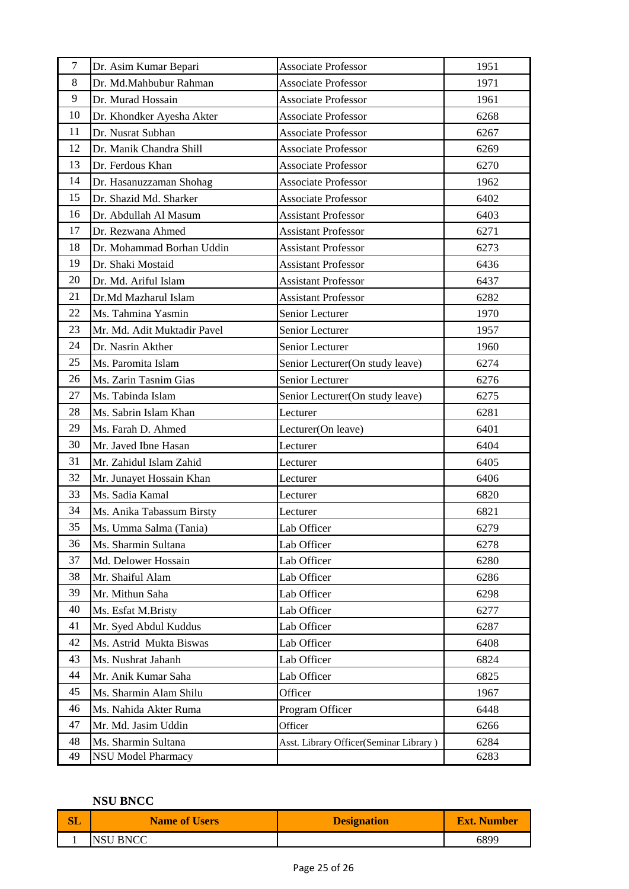| | | | |
|---|---|---|---|
| 7 | Dr. Asim Kumar Bepari | Associate Professor | 1951 |
| 8 | Dr. Md.Mahbubur Rahman | Associate Professor | 1971 |
| 9 | Dr. Murad Hossain | Associate Professor | 1961 |
| 10 | Dr. Khondker Ayesha Akter | Associate Professor | 6268 |
| 11 | Dr. Nusrat Subhan | Associate Professor | 6267 |
| 12 | Dr. Manik Chandra Shill | Associate Professor | 6269 |
| 13 | Dr. Ferdous Khan | Associate Professor | 6270 |
| 14 | Dr. Hasanuzzaman Shohag | Associate Professor | 1962 |
| 15 | Dr. Shazid Md. Sharker | Associate Professor | 6402 |
| 16 | Dr. Abdullah Al Masum | Assistant Professor | 6403 |
| 17 | Dr. Rezwana Ahmed | Assistant Professor | 6271 |
| 18 | Dr. Mohammad Borhan Uddin | Assistant Professor | 6273 |
| 19 | Dr. Shaki Mostaid | Assistant Professor | 6436 |
| 20 | Dr. Md. Ariful Islam | Assistant Professor | 6437 |
| 21 | Dr.Md Mazharul Islam | Assistant Professor | 6282 |
| 22 | Ms. Tahmina Yasmin | Senior Lecturer | 1970 |
| 23 | Mr. Md. Adit Muktadir Pavel | Senior Lecturer | 1957 |
| 24 | Dr. Nasrin Akther | Senior Lecturer | 1960 |
| 25 | Ms. Paromita Islam | Senior Lecturer(On study leave) | 6274 |
| 26 | Ms. Zarin Tasnim Gias | Senior Lecturer | 6276 |
| 27 | Ms. Tabinda Islam | Senior Lecturer(On study leave) | 6275 |
| 28 | Ms. Sabrin Islam Khan | Lecturer | 6281 |
| 29 | Ms. Farah D. Ahmed | Lecturer(On leave) | 6401 |
| 30 | Mr. Javed Ibne Hasan | Lecturer | 6404 |
| 31 | Mr. Zahidul Islam Zahid | Lecturer | 6405 |
| 32 | Mr. Junayet Hossain Khan | Lecturer | 6406 |
| 33 | Ms. Sadia Kamal | Lecturer | 6820 |
| 34 | Ms. Anika Tabassum Birsty | Lecturer | 6821 |
| 35 | Ms. Umma Salma (Tania) | Lab Officer | 6279 |
| 36 | Ms. Sharmin Sultana | Lab Officer | 6278 |
| 37 | Md. Delower Hossain | Lab Officer | 6280 |
| 38 | Mr. Shaiful Alam | Lab Officer | 6286 |
| 39 | Mr. Mithun Saha | Lab Officer | 6298 |
| 40 | Ms. Esfat M.Bristy | Lab Officer | 6277 |
| 41 | Mr. Syed Abdul Kuddus | Lab Officer | 6287 |
| 42 | Ms. Astrid Mukta Biswas | Lab Officer | 6408 |
| 43 | Ms. Nushrat Jahanh | Lab Officer | 6824 |
| 44 | Mr. Anik Kumar Saha | Lab Officer | 6825 |
| 45 | Ms. Sharmin Alam Shilu | Officer | 1967 |
| 46 | Ms. Nahida Akter Ruma | Program Officer | 6448 |
| 47 | Mr. Md. Jasim Uddin | Officer | 6266 |
| 48 | Ms. Sharmin Sultana | Asst. Library Officer(Seminar Library ) | 6284 |
| 49 | NSU Model Pharmacy | | 6283 |

**NSU BNCC**

| SL | Name of Users | Designation | Ext. Number |
|---|---|---|---|
| 1 | NSU BNCC | | 6899 |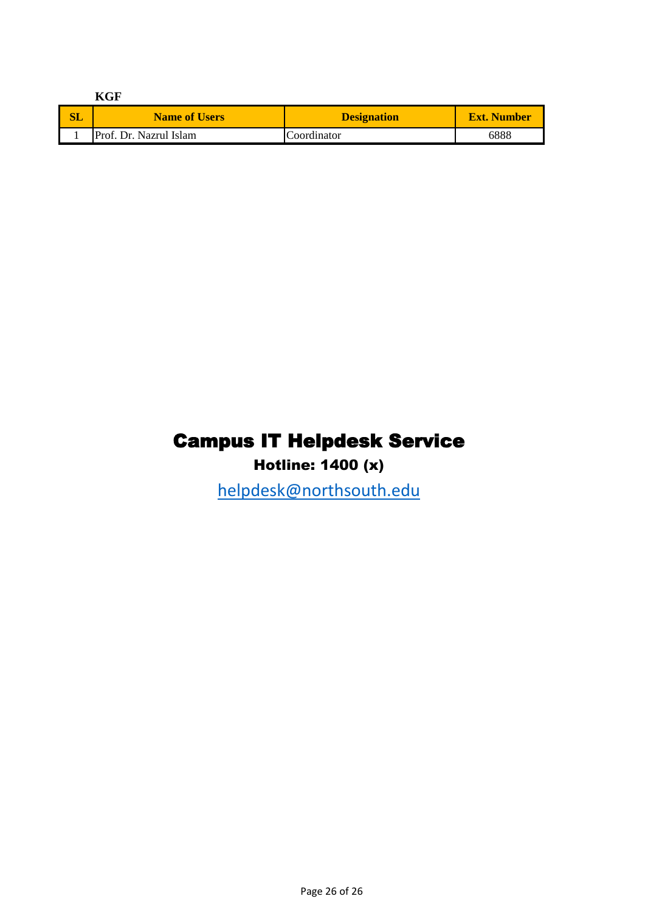**KGF**

| SL | Name of Users | Designation | Ext. Number |
|---|---|---|---|
| 1 | Prof. Dr. Nazrul Islam | Coordinator | 6888 |

# Campus IT Helpdesk Service

**Hotline: 1400 (x)**

helpdesk@northsouth.edu